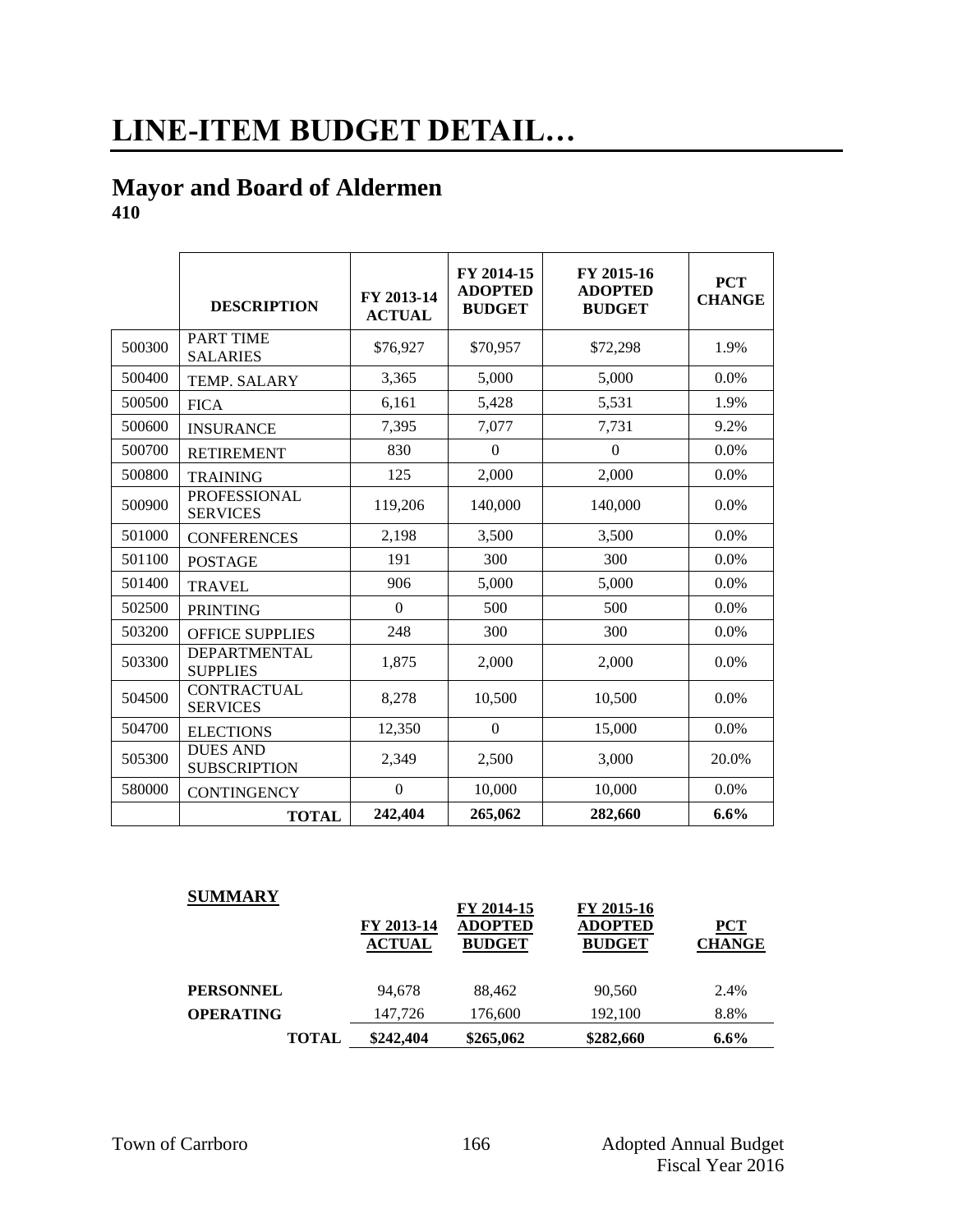# LINE-ITEM BUDGET DETAIL…

## Mayor and Board of Aldermen

**410**

| | DESCRIPTION | FY 2013-14 ACTUAL | FY 2014-15 ADOPTED BUDGET | FY 2015-16 ADOPTED BUDGET | PCT CHANGE |
|---|---|---|---|---|---|
| 500300 | PART TIME SALARIES | $76,927 | $70,957 | $72,298 | 1.9% |
| 500400 | TEMP. SALARY | 3,365 | 5,000 | 5,000 | 0.0% |
| 500500 | FICA | 6,161 | 5,428 | 5,531 | 1.9% |
| 500600 | INSURANCE | 7,395 | 7,077 | 7,731 | 9.2% |
| 500700 | RETIREMENT | 830 | 0 | 0 | 0.0% |
| 500800 | TRAINING | 125 | 2,000 | 2,000 | 0.0% |
| 500900 | PROFESSIONAL SERVICES | 119,206 | 140,000 | 140,000 | 0.0% |
| 501000 | CONFERENCES | 2,198 | 3,500 | 3,500 | 0.0% |
| 501100 | POSTAGE | 191 | 300 | 300 | 0.0% |
| 501400 | TRAVEL | 906 | 5,000 | 5,000 | 0.0% |
| 502500 | PRINTING | 0 | 500 | 500 | 0.0% |
| 503200 | OFFICE SUPPLIES | 248 | 300 | 300 | 0.0% |
| 503300 | DEPARTMENTAL SUPPLIES | 1,875 | 2,000 | 2,000 | 0.0% |
| 504500 | CONTRACTUAL SERVICES | 8,278 | 10,500 | 10,500 | 0.0% |
| 504700 | ELECTIONS | 12,350 | 0 | 15,000 | 0.0% |
| 505300 | DUES AND SUBSCRIPTION | 2,349 | 2,500 | 3,000 | 20.0% |
| 580000 | CONTINGENCY | 0 | 10,000 | 10,000 | 0.0% |
| | **TOTAL** | **242,404** | **265,062** | **282,660** | **6.6%** |

**SUMMARY**

| | FY 2013-14 ACTUAL | FY 2014-15 ADOPTED BUDGET | FY 2015-16 ADOPTED BUDGET | PCT CHANGE |
|---|---|---|---|---|
| **PERSONNEL** | 94,678 | 88,462 | 90,560 | 2.4% |
| **OPERATING** | 147,726 | 176,600 | 192,100 | 8.8% |
| **TOTAL** | **$242,404** | **$265,062** | **$282,660** | **6.6%** |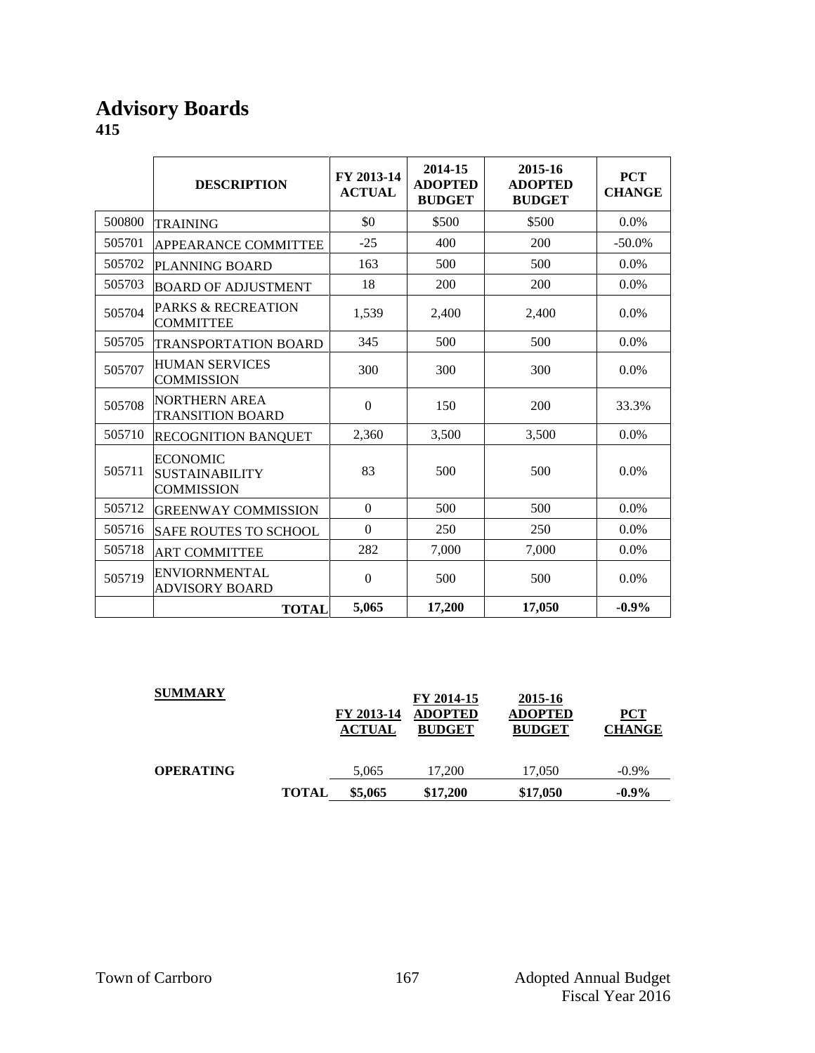# Advisory Boards

**415**

| | DESCRIPTION | FY 2013-14 ACTUAL | 2014-15 ADOPTED BUDGET | 2015-16 ADOPTED BUDGET | PCT CHANGE |
|---|---|---|---|---|---|
| 500800 | TRAINING | $0 | $500 | $500 | 0.0% |
| 505701 | APPEARANCE COMMITTEE | -25 | 400 | 200 | -50.0% |
| 505702 | PLANNING BOARD | 163 | 500 | 500 | 0.0% |
| 505703 | BOARD OF ADJUSTMENT | 18 | 200 | 200 | 0.0% |
| 505704 | PARKS & RECREATION COMMITTEE | 1,539 | 2,400 | 2,400 | 0.0% |
| 505705 | TRANSPORTATION BOARD | 345 | 500 | 500 | 0.0% |
| 505707 | HUMAN SERVICES COMMISSION | 300 | 300 | 300 | 0.0% |
| 505708 | NORTHERN AREA TRANSITION BOARD | 0 | 150 | 200 | 33.3% |
| 505710 | RECOGNITION BANQUET | 2,360 | 3,500 | 3,500 | 0.0% |
| 505711 | ECONOMIC SUSTAINABILITY COMMISSION | 83 | 500 | 500 | 0.0% |
| 505712 | GREENWAY COMMISSION | 0 | 500 | 500 | 0.0% |
| 505716 | SAFE ROUTES TO SCHOOL | 0 | 250 | 250 | 0.0% |
| 505718 | ART COMMITTEE | 282 | 7,000 | 7,000 | 0.0% |
| 505719 | ENVIORNMENTAL ADVISORY BOARD | 0 | 500 | 500 | 0.0% |
| | **TOTAL** | **5,065** | **17,200** | **17,050** | **-0.9%** |

| SUMMARY | | FY 2013-14 ACTUAL | FY 2014-15 ADOPTED BUDGET | 2015-16 ADOPTED BUDGET | PCT CHANGE |
|---|---|---|---|---|---|
| **OPERATING** | | 5,065 | 17,200 | 17,050 | -0.9% |
| | **TOTAL** | **$5,065** | **$17,200** | **$17,050** | **-0.9%** |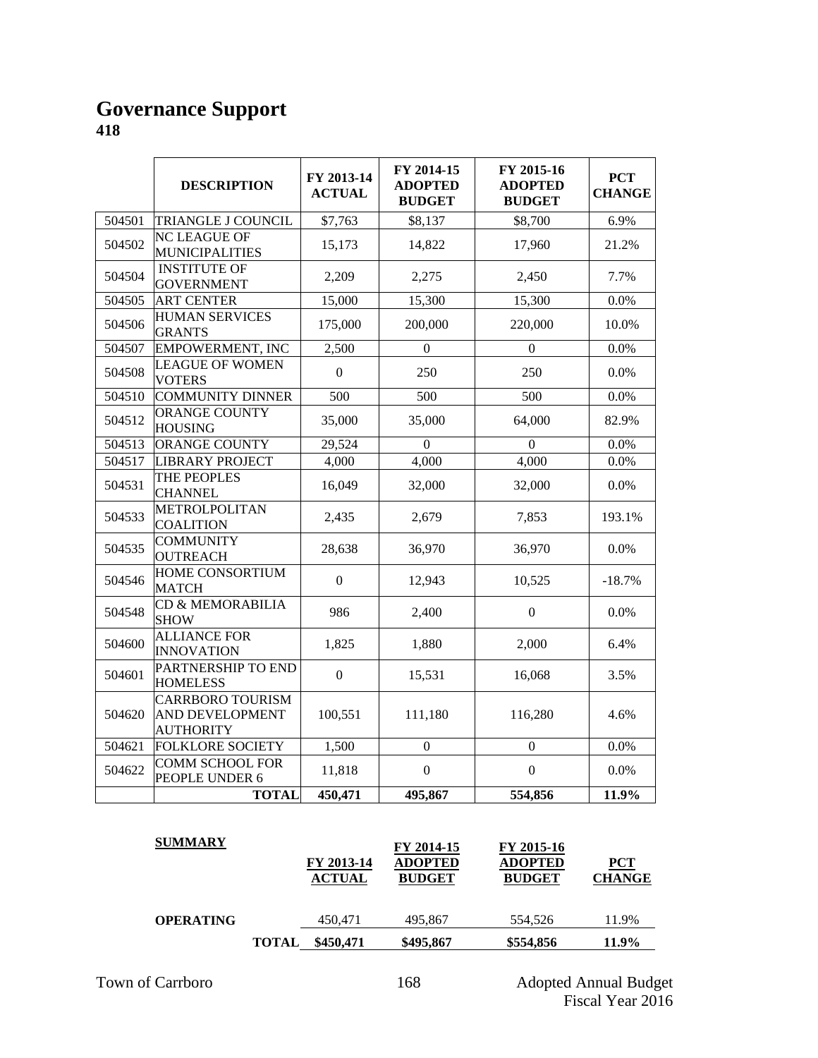# Governance Support

**418**

| | DESCRIPTION | FY 2013-14 ACTUAL | FY 2014-15 ADOPTED BUDGET | FY 2015-16 ADOPTED BUDGET | PCT CHANGE |
|---|---|---|---|---|---|
| 504501 | TRIANGLE J COUNCIL | $7,763 | $8,137 | $8,700 | 6.9% |
| 504502 | NC LEAGUE OF MUNICIPALITIES | 15,173 | 14,822 | 17,960 | 21.2% |
| 504504 | INSTITUTE OF GOVERNMENT | 2,209 | 2,275 | 2,450 | 7.7% |
| 504505 | ART CENTER | 15,000 | 15,300 | 15,300 | 0.0% |
| 504506 | HUMAN SERVICES GRANTS | 175,000 | 200,000 | 220,000 | 10.0% |
| 504507 | EMPOWERMENT, INC | 2,500 | 0 | 0 | 0.0% |
| 504508 | LEAGUE OF WOMEN VOTERS | 0 | 250 | 250 | 0.0% |
| 504510 | COMMUNITY DINNER | 500 | 500 | 500 | 0.0% |
| 504512 | ORANGE COUNTY HOUSING | 35,000 | 35,000 | 64,000 | 82.9% |
| 504513 | ORANGE COUNTY | 29,524 | 0 | 0 | 0.0% |
| 504517 | LIBRARY PROJECT | 4,000 | 4,000 | 4,000 | 0.0% |
| 504531 | THE PEOPLES CHANNEL | 16,049 | 32,000 | 32,000 | 0.0% |
| 504533 | METROLPOLITAN COALITION | 2,435 | 2,679 | 7,853 | 193.1% |
| 504535 | COMMUNITY OUTREACH | 28,638 | 36,970 | 36,970 | 0.0% |
| 504546 | HOME CONSORTIUM MATCH | 0 | 12,943 | 10,525 | -18.7% |
| 504548 | CD & MEMORABILIA SHOW | 986 | 2,400 | 0 | 0.0% |
| 504600 | ALLIANCE FOR INNOVATION | 1,825 | 1,880 | 2,000 | 6.4% |
| 504601 | PARTNERSHIP TO END HOMELESS | 0 | 15,531 | 16,068 | 3.5% |
| 504620 | CARRBORO TOURISM AND DEVELOPMENT AUTHORITY | 100,551 | 111,180 | 116,280 | 4.6% |
| 504621 | FOLKLORE SOCIETY | 1,500 | 0 | 0 | 0.0% |
| 504622 | COMM SCHOOL FOR PEOPLE UNDER 6 | 11,818 | 0 | 0 | 0.0% |
| | **TOTAL** | **450,471** | **495,867** | **554,856** | **11.9%** |

| SUMMARY | FY 2013-14 ACTUAL | FY 2014-15 ADOPTED BUDGET | FY 2015-16 ADOPTED BUDGET | PCT CHANGE |
|---|---|---|---|---|
| **OPERATING** | 450,471 | 495,867 | 554,526 | 11.9% |
| **TOTAL** | **$450,471** | **$495,867** | **$554,856** | **11.9%** |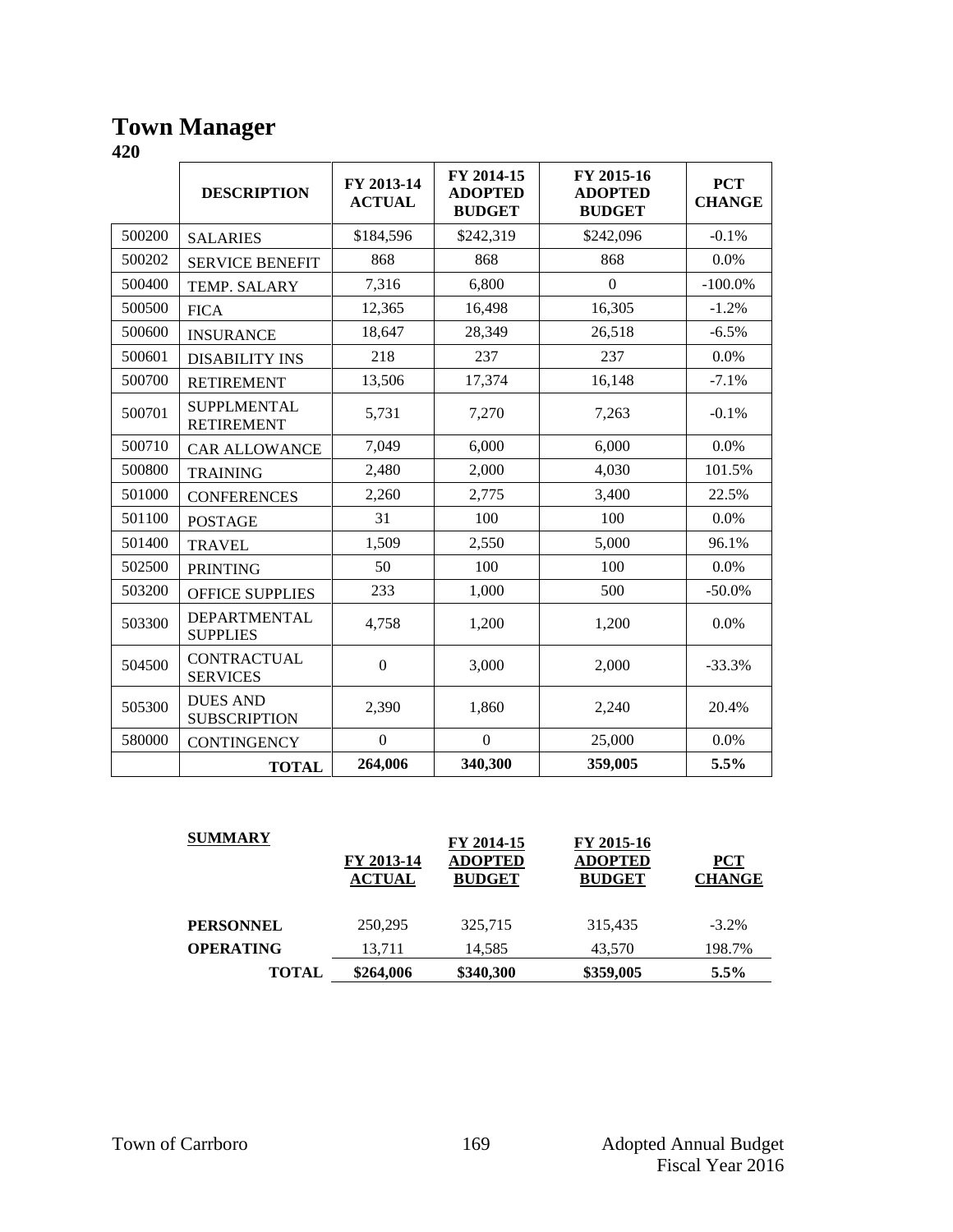# Town Manager

**420**

| | DESCRIPTION | FY 2013-14 ACTUAL | FY 2014-15 ADOPTED BUDGET | FY 2015-16 ADOPTED BUDGET | PCT CHANGE |
|---|---|---|---|---|---|
| 500200 | SALARIES | $184,596 | $242,319 | $242,096 | -0.1% |
| 500202 | SERVICE BENEFIT | 868 | 868 | 868 | 0.0% |
| 500400 | TEMP. SALARY | 7,316 | 6,800 | 0 | -100.0% |
| 500500 | FICA | 12,365 | 16,498 | 16,305 | -1.2% |
| 500600 | INSURANCE | 18,647 | 28,349 | 26,518 | -6.5% |
| 500601 | DISABILITY INS | 218 | 237 | 237 | 0.0% |
| 500700 | RETIREMENT | 13,506 | 17,374 | 16,148 | -7.1% |
| 500701 | SUPPLMENTAL RETIREMENT | 5,731 | 7,270 | 7,263 | -0.1% |
| 500710 | CAR ALLOWANCE | 7,049 | 6,000 | 6,000 | 0.0% |
| 500800 | TRAINING | 2,480 | 2,000 | 4,030 | 101.5% |
| 501000 | CONFERENCES | 2,260 | 2,775 | 3,400 | 22.5% |
| 501100 | POSTAGE | 31 | 100 | 100 | 0.0% |
| 501400 | TRAVEL | 1,509 | 2,550 | 5,000 | 96.1% |
| 502500 | PRINTING | 50 | 100 | 100 | 0.0% |
| 503200 | OFFICE SUPPLIES | 233 | 1,000 | 500 | -50.0% |
| 503300 | DEPARTMENTAL SUPPLIES | 4,758 | 1,200 | 1,200 | 0.0% |
| 504500 | CONTRACTUAL SERVICES | 0 | 3,000 | 2,000 | -33.3% |
| 505300 | DUES AND SUBSCRIPTION | 2,390 | 1,860 | 2,240 | 20.4% |
| 580000 | CONTINGENCY | 0 | 0 | 25,000 | 0.0% |
| | **TOTAL** | **264,006** | **340,300** | **359,005** | **5.5%** |

| SUMMARY | FY 2013-14 ACTUAL | FY 2014-15 ADOPTED BUDGET | FY 2015-16 ADOPTED BUDGET | PCT CHANGE |
|---|---|---|---|---|
| **PERSONNEL** | 250,295 | 325,715 | 315,435 | -3.2% |
| **OPERATING** | 13,711 | 14,585 | 43,570 | 198.7% |
| **TOTAL** | **$264,006** | **$340,300** | **$359,005** | **5.5%** |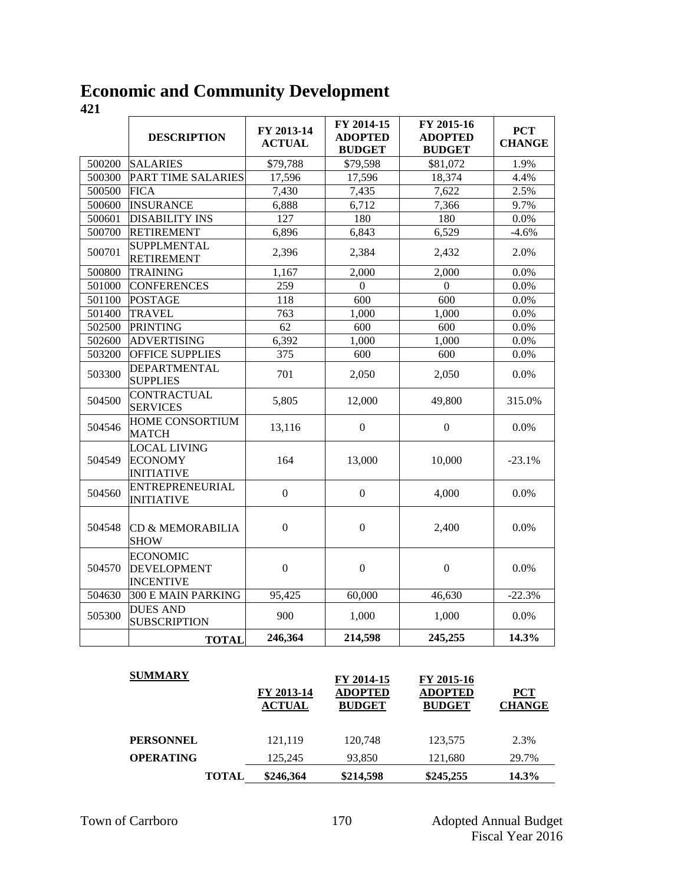# Economic and Community Development

**421**

| | DESCRIPTION | FY 2013-14 ACTUAL | FY 2014-15 ADOPTED BUDGET | FY 2015-16 ADOPTED BUDGET | PCT CHANGE |
|---|---|---|---|---|---|
| 500200 | SALARIES | $79,788 | $79,598 | $81,072 | 1.9% |
| 500300 | PART TIME SALARIES | 17,596 | 17,596 | 18,374 | 4.4% |
| 500500 | FICA | 7,430 | 7,435 | 7,622 | 2.5% |
| 500600 | INSURANCE | 6,888 | 6,712 | 7,366 | 9.7% |
| 500601 | DISABILITY INS | 127 | 180 | 180 | 0.0% |
| 500700 | RETIREMENT | 6,896 | 6,843 | 6,529 | -4.6% |
| 500701 | SUPPLMENTAL RETIREMENT | 2,396 | 2,384 | 2,432 | 2.0% |
| 500800 | TRAINING | 1,167 | 2,000 | 2,000 | 0.0% |
| 501000 | CONFERENCES | 259 | 0 | 0 | 0.0% |
| 501100 | POSTAGE | 118 | 600 | 600 | 0.0% |
| 501400 | TRAVEL | 763 | 1,000 | 1,000 | 0.0% |
| 502500 | PRINTING | 62 | 600 | 600 | 0.0% |
| 502600 | ADVERTISING | 6,392 | 1,000 | 1,000 | 0.0% |
| 503200 | OFFICE SUPPLIES | 375 | 600 | 600 | 0.0% |
| 503300 | DEPARTMENTAL SUPPLIES | 701 | 2,050 | 2,050 | 0.0% |
| 504500 | CONTRACTUAL SERVICES | 5,805 | 12,000 | 49,800 | 315.0% |
| 504546 | HOME CONSORTIUM MATCH | 13,116 | 0 | 0 | 0.0% |
| 504549 | LOCAL LIVING ECONOMY INITIATIVE | 164 | 13,000 | 10,000 | -23.1% |
| 504560 | ENTREPRENEURIAL INITIATIVE | 0 | 0 | 4,000 | 0.0% |
| 504548 | CD & MEMORABILIA SHOW | 0 | 0 | 2,400 | 0.0% |
| 504570 | ECONOMIC DEVELOPMENT INCENTIVE | 0 | 0 | 0 | 0.0% |
| 504630 | 300 E MAIN PARKING | 95,425 | 60,000 | 46,630 | -22.3% |
| 505300 | DUES AND SUBSCRIPTION | 900 | 1,000 | 1,000 | 0.0% |
| | **TOTAL** | **246,364** | **214,598** | **245,255** | **14.3%** |

| **SUMMARY** | FY 2013-14 ACTUAL | FY 2014-15 ADOPTED BUDGET | FY 2015-16 ADOPTED BUDGET | PCT CHANGE |
|---|---|---|---|---|
| **PERSONNEL** | 121,119 | 120,748 | 123,575 | 2.3% |
| **OPERATING** | 125,245 | 93,850 | 121,680 | 29.7% |
| **TOTAL** | **$246,364** | **$214,598** | **$245,255** | **14.3%** |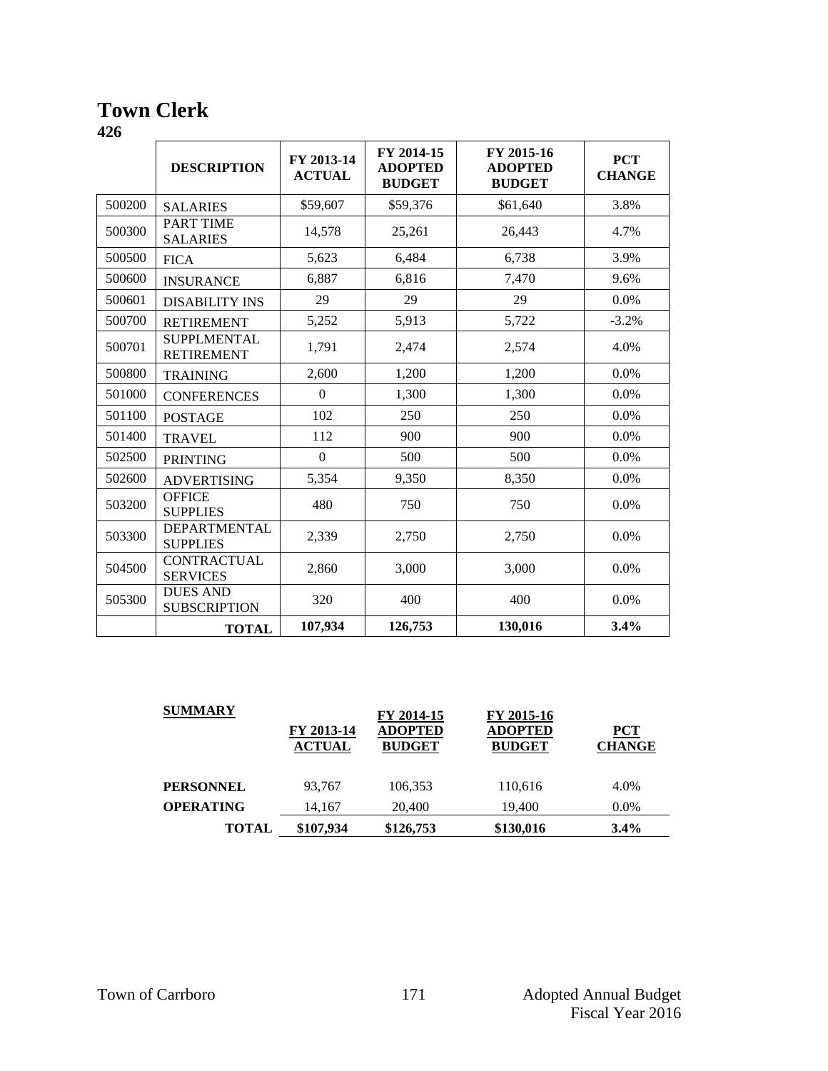# Town Clerk

**426**

| | DESCRIPTION | FY 2013-14 ACTUAL | FY 2014-15 ADOPTED BUDGET | FY 2015-16 ADOPTED BUDGET | PCT CHANGE |
|---|---|---|---|---|---|
| 500200 | SALARIES | \$59,607 | \$59,376 | \$61,640 | 3.8% |
| 500300 | PART TIME SALARIES | 14,578 | 25,261 | 26,443 | 4.7% |
| 500500 | FICA | 5,623 | 6,484 | 6,738 | 3.9% |
| 500600 | INSURANCE | 6,887 | 6,816 | 7,470 | 9.6% |
| 500601 | DISABILITY INS | 29 | 29 | 29 | 0.0% |
| 500700 | RETIREMENT | 5,252 | 5,913 | 5,722 | -3.2% |
| 500701 | SUPPLMENTAL RETIREMENT | 1,791 | 2,474 | 2,574 | 4.0% |
| 500800 | TRAINING | 2,600 | 1,200 | 1,200 | 0.0% |
| 501000 | CONFERENCES | 0 | 1,300 | 1,300 | 0.0% |
| 501100 | POSTAGE | 102 | 250 | 250 | 0.0% |
| 501400 | TRAVEL | 112 | 900 | 900 | 0.0% |
| 502500 | PRINTING | 0 | 500 | 500 | 0.0% |
| 502600 | ADVERTISING | 5,354 | 9,350 | 8,350 | 0.0% |
| 503200 | OFFICE SUPPLIES | 480 | 750 | 750 | 0.0% |
| 503300 | DEPARTMENTAL SUPPLIES | 2,339 | 2,750 | 2,750 | 0.0% |
| 504500 | CONTRACTUAL SERVICES | 2,860 | 3,000 | 3,000 | 0.0% |
| 505300 | DUES AND SUBSCRIPTION | 320 | 400 | 400 | 0.0% |
| | **TOTAL** | **107,934** | **126,753** | **130,016** | **3.4%** |

| SUMMARY | FY 2013-14 ACTUAL | FY 2014-15 ADOPTED BUDGET | FY 2015-16 ADOPTED BUDGET | PCT CHANGE |
|---|---|---|---|---|
| **PERSONNEL** | 93,767 | 106,353 | 110,616 | 4.0% |
| **OPERATING** | 14,167 | 20,400 | 19,400 | 0.0% |
| **TOTAL** | **\$107,934** | **\$126,753** | **\$130,016** | **3.4%** |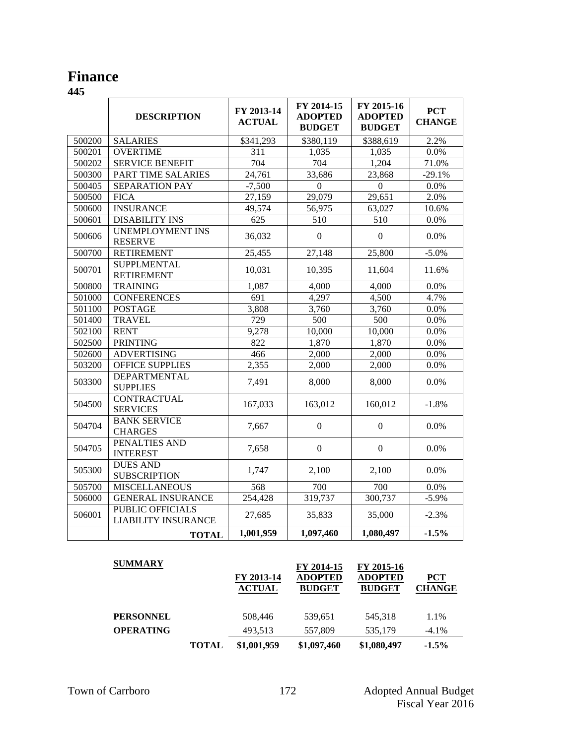# Finance

**445**

| | DESCRIPTION | FY 2013-14 ACTUAL | FY 2014-15 ADOPTED BUDGET | FY 2015-16 ADOPTED BUDGET | PCT CHANGE |
|---|---|---|---|---|---|
| 500200 | SALARIES | $341,293 | $380,119 | $388,619 | 2.2% |
| 500201 | OVERTIME | 311 | 1,035 | 1,035 | 0.0% |
| 500202 | SERVICE BENEFIT | 704 | 704 | 1,204 | 71.0% |
| 500300 | PART TIME SALARIES | 24,761 | 33,686 | 23,868 | -29.1% |
| 500405 | SEPARATION PAY | -7,500 | 0 | 0 | 0.0% |
| 500500 | FICA | 27,159 | 29,079 | 29,651 | 2.0% |
| 500600 | INSURANCE | 49,574 | 56,975 | 63,027 | 10.6% |
| 500601 | DISABILITY INS | 625 | 510 | 510 | 0.0% |
| 500606 | UNEMPLOYMENT INS RESERVE | 36,032 | 0 | 0 | 0.0% |
| 500700 | RETIREMENT | 25,455 | 27,148 | 25,800 | -5.0% |
| 500701 | SUPPLMENTAL RETIREMENT | 10,031 | 10,395 | 11,604 | 11.6% |
| 500800 | TRAINING | 1,087 | 4,000 | 4,000 | 0.0% |
| 501000 | CONFERENCES | 691 | 4,297 | 4,500 | 4.7% |
| 501100 | POSTAGE | 3,808 | 3,760 | 3,760 | 0.0% |
| 501400 | TRAVEL | 729 | 500 | 500 | 0.0% |
| 502100 | RENT | 9,278 | 10,000 | 10,000 | 0.0% |
| 502500 | PRINTING | 822 | 1,870 | 1,870 | 0.0% |
| 502600 | ADVERTISING | 466 | 2,000 | 2,000 | 0.0% |
| 503200 | OFFICE SUPPLIES | 2,355 | 2,000 | 2,000 | 0.0% |
| 503300 | DEPARTMENTAL SUPPLIES | 7,491 | 8,000 | 8,000 | 0.0% |
| 504500 | CONTRACTUAL SERVICES | 167,033 | 163,012 | 160,012 | -1.8% |
| 504704 | BANK SERVICE CHARGES | 7,667 | 0 | 0 | 0.0% |
| 504705 | PENALTIES AND INTEREST | 7,658 | 0 | 0 | 0.0% |
| 505300 | DUES AND SUBSCRIPTION | 1,747 | 2,100 | 2,100 | 0.0% |
| 505700 | MISCELLANEOUS | 568 | 700 | 700 | 0.0% |
| 506000 | GENERAL INSURANCE | 254,428 | 319,737 | 300,737 | -5.9% |
| 506001 | PUBLIC OFFICIALS LIABILITY INSURANCE | 27,685 | 35,833 | 35,000 | -2.3% |
| | **TOTAL** | **1,001,959** | **1,097,460** | **1,080,497** | **-1.5%** |

**SUMMARY**

| | FY 2013-14 ACTUAL | FY 2014-15 ADOPTED BUDGET | FY 2015-16 ADOPTED BUDGET | PCT CHANGE |
|---|---|---|---|---|
| **PERSONNEL** | 508,446 | 539,651 | 545,318 | 1.1% |
| **OPERATING** | 493,513 | 557,809 | 535,179 | -4.1% |
| **TOTAL** | **$1,001,959** | **$1,097,460** | **$1,080,497** | **-1.5%** |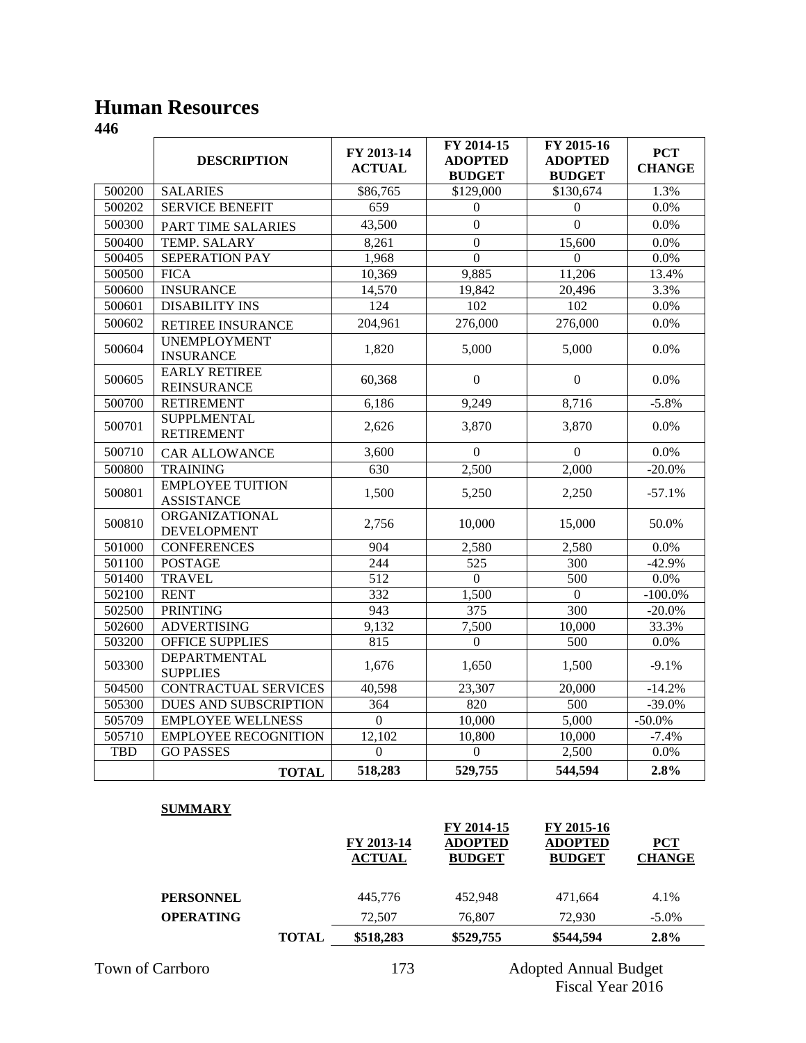# Human Resources

**446**

| | DESCRIPTION | FY 2013-14 ACTUAL | FY 2014-15 ADOPTED BUDGET | FY 2015-16 ADOPTED BUDGET | PCT CHANGE |
|---|---|---|---|---|---|
| 500200 | SALARIES | $86,765 | $129,000 | $130,674 | 1.3% |
| 500202 | SERVICE BENEFIT | 659 | 0 | 0 | 0.0% |
| 500300 | PART TIME SALARIES | 43,500 | 0 | 0 | 0.0% |
| 500400 | TEMP. SALARY | 8,261 | 0 | 15,600 | 0.0% |
| 500405 | SEPERATION PAY | 1,968 | 0 | 0 | 0.0% |
| 500500 | FICA | 10,369 | 9,885 | 11,206 | 13.4% |
| 500600 | INSURANCE | 14,570 | 19,842 | 20,496 | 3.3% |
| 500601 | DISABILITY INS | 124 | 102 | 102 | 0.0% |
| 500602 | RETIREE INSURANCE | 204,961 | 276,000 | 276,000 | 0.0% |
| 500604 | UNEMPLOYMENT INSURANCE | 1,820 | 5,000 | 5,000 | 0.0% |
| 500605 | EARLY RETIREE REINSURANCE | 60,368 | 0 | 0 | 0.0% |
| 500700 | RETIREMENT | 6,186 | 9,249 | 8,716 | -5.8% |
| 500701 | SUPPLMENTAL RETIREMENT | 2,626 | 3,870 | 3,870 | 0.0% |
| 500710 | CAR ALLOWANCE | 3,600 | 0 | 0 | 0.0% |
| 500800 | TRAINING | 630 | 2,500 | 2,000 | -20.0% |
| 500801 | EMPLOYEE TUITION ASSISTANCE | 1,500 | 5,250 | 2,250 | -57.1% |
| 500810 | ORGANIZATIONAL DEVELOPMENT | 2,756 | 10,000 | 15,000 | 50.0% |
| 501000 | CONFERENCES | 904 | 2,580 | 2,580 | 0.0% |
| 501100 | POSTAGE | 244 | 525 | 300 | -42.9% |
| 501400 | TRAVEL | 512 | 0 | 500 | 0.0% |
| 502100 | RENT | 332 | 1,500 | 0 | -100.0% |
| 502500 | PRINTING | 943 | 375 | 300 | -20.0% |
| 502600 | ADVERTISING | 9,132 | 7,500 | 10,000 | 33.3% |
| 503200 | OFFICE SUPPLIES | 815 | 0 | 500 | 0.0% |
| 503300 | DEPARTMENTAL SUPPLIES | 1,676 | 1,650 | 1,500 | -9.1% |
| 504500 | CONTRACTUAL SERVICES | 40,598 | 23,307 | 20,000 | -14.2% |
| 505300 | DUES AND SUBSCRIPTION | 364 | 820 | 500 | -39.0% |
| 505709 | EMPLOYEE WELLNESS | 0 | 10,000 | 5,000 | -50.0% |
| 505710 | EMPLOYEE RECOGNITION | 12,102 | 10,800 | 10,000 | -7.4% |
| TBD | GO PASSES | 0 | 0 | 2,500 | 0.0% |
| | **TOTAL** | **518,283** | **529,755** | **544,594** | **2.8%** |

**SUMMARY**

| | | FY 2013-14 ACTUAL | FY 2014-15 ADOPTED BUDGET | FY 2015-16 ADOPTED BUDGET | PCT CHANGE |
|---|---|---|---|---|---|
| **PERSONNEL** | | 445,776 | 452,948 | 471,664 | 4.1% |
| **OPERATING** | | 72,507 | 76,807 | 72,930 | -5.0% |
| | **TOTAL** | **$518,283** | **$529,755** | **$544,594** | **2.8%** |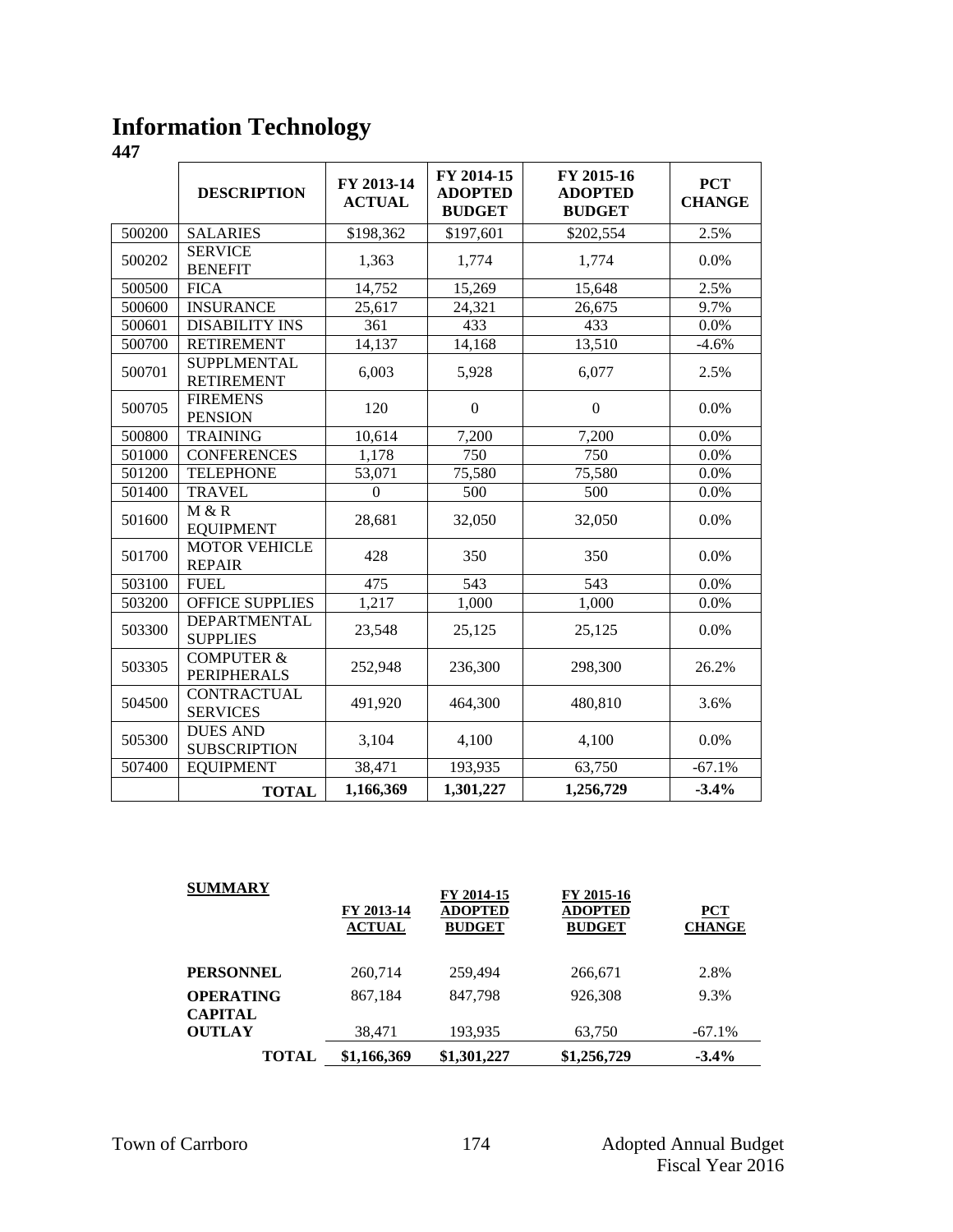# Information Technology

**447**

| | DESCRIPTION | FY 2013-14 ACTUAL | FY 2014-15 ADOPTED BUDGET | FY 2015-16 ADOPTED BUDGET | PCT CHANGE |
|---|---|---|---|---|---|
| 500200 | SALARIES | $198,362 | $197,601 | $202,554 | 2.5% |
| 500202 | SERVICE BENEFIT | 1,363 | 1,774 | 1,774 | 0.0% |
| 500500 | FICA | 14,752 | 15,269 | 15,648 | 2.5% |
| 500600 | INSURANCE | 25,617 | 24,321 | 26,675 | 9.7% |
| 500601 | DISABILITY INS | 361 | 433 | 433 | 0.0% |
| 500700 | RETIREMENT | 14,137 | 14,168 | 13,510 | -4.6% |
| 500701 | SUPPLMENTAL RETIREMENT | 6,003 | 5,928 | 6,077 | 2.5% |
| 500705 | FIREMENS PENSION | 120 | 0 | 0 | 0.0% |
| 500800 | TRAINING | 10,614 | 7,200 | 7,200 | 0.0% |
| 501000 | CONFERENCES | 1,178 | 750 | 750 | 0.0% |
| 501200 | TELEPHONE | 53,071 | 75,580 | 75,580 | 0.0% |
| 501400 | TRAVEL | 0 | 500 | 500 | 0.0% |
| 501600 | M & R EQUIPMENT | 28,681 | 32,050 | 32,050 | 0.0% |
| 501700 | MOTOR VEHICLE REPAIR | 428 | 350 | 350 | 0.0% |
| 503100 | FUEL | 475 | 543 | 543 | 0.0% |
| 503200 | OFFICE SUPPLIES | 1,217 | 1,000 | 1,000 | 0.0% |
| 503300 | DEPARTMENTAL SUPPLIES | 23,548 | 25,125 | 25,125 | 0.0% |
| 503305 | COMPUTER & PERIPHERALS | 252,948 | 236,300 | 298,300 | 26.2% |
| 504500 | CONTRACTUAL SERVICES | 491,920 | 464,300 | 480,810 | 3.6% |
| 505300 | DUES AND SUBSCRIPTION | 3,104 | 4,100 | 4,100 | 0.0% |
| 507400 | EQUIPMENT | 38,471 | 193,935 | 63,750 | -67.1% |
| | **TOTAL** | **1,166,369** | **1,301,227** | **1,256,729** | **-3.4%** |

| **SUMMARY** | **FY 2013-14 ACTUAL** | **FY 2014-15 ADOPTED BUDGET** | **FY 2015-16 ADOPTED BUDGET** | **PCT CHANGE** |
|---|---|---|---|---|
| **PERSONNEL** | 260,714 | 259,494 | 266,671 | 2.8% |
| **OPERATING** | 867,184 | 847,798 | 926,308 | 9.3% |
| **CAPITAL OUTLAY** | 38,471 | 193,935 | 63,750 | -67.1% |
| **TOTAL** | **$1,166,369** | **$1,301,227** | **$1,256,729** | **-3.4%** |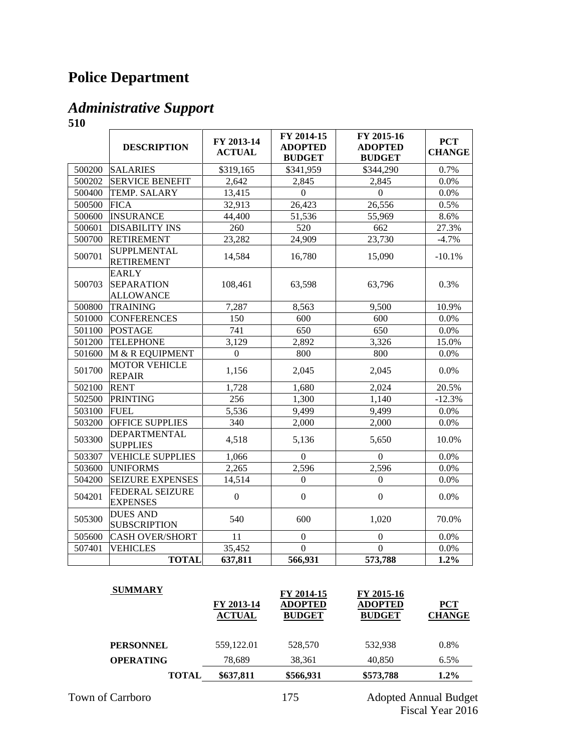# Police Department

## *Administrative Support*

**510**

| | DESCRIPTION | FY 2013-14 ACTUAL | FY 2014-15 ADOPTED BUDGET | FY 2015-16 ADOPTED BUDGET | PCT CHANGE |
|---|---|---|---|---|---|
| 500200 | SALARIES | $319,165 | $341,959 | $344,290 | 0.7% |
| 500202 | SERVICE BENEFIT | 2,642 | 2,845 | 2,845 | 0.0% |
| 500400 | TEMP. SALARY | 13,415 | 0 | 0 | 0.0% |
| 500500 | FICA | 32,913 | 26,423 | 26,556 | 0.5% |
| 500600 | INSURANCE | 44,400 | 51,536 | 55,969 | 8.6% |
| 500601 | DISABILITY INS | 260 | 520 | 662 | 27.3% |
| 500700 | RETIREMENT | 23,282 | 24,909 | 23,730 | -4.7% |
| 500701 | SUPPLMENTAL RETIREMENT | 14,584 | 16,780 | 15,090 | -10.1% |
| 500703 | EARLY SEPARATION ALLOWANCE | 108,461 | 63,598 | 63,796 | 0.3% |
| 500800 | TRAINING | 7,287 | 8,563 | 9,500 | 10.9% |
| 501000 | CONFERENCES | 150 | 600 | 600 | 0.0% |
| 501100 | POSTAGE | 741 | 650 | 650 | 0.0% |
| 501200 | TELEPHONE | 3,129 | 2,892 | 3,326 | 15.0% |
| 501600 | M & R EQUIPMENT | 0 | 800 | 800 | 0.0% |
| 501700 | MOTOR VEHICLE REPAIR | 1,156 | 2,045 | 2,045 | 0.0% |
| 502100 | RENT | 1,728 | 1,680 | 2,024 | 20.5% |
| 502500 | PRINTING | 256 | 1,300 | 1,140 | -12.3% |
| 503100 | FUEL | 5,536 | 9,499 | 9,499 | 0.0% |
| 503200 | OFFICE SUPPLIES | 340 | 2,000 | 2,000 | 0.0% |
| 503300 | DEPARTMENTAL SUPPLIES | 4,518 | 5,136 | 5,650 | 10.0% |
| 503307 | VEHICLE SUPPLIES | 1,066 | 0 | 0 | 0.0% |
| 503600 | UNIFORMS | 2,265 | 2,596 | 2,596 | 0.0% |
| 504200 | SEIZURE EXPENSES | 14,514 | 0 | 0 | 0.0% |
| 504201 | FEDERAL SEIZURE EXPENSES | 0 | 0 | 0 | 0.0% |
| 505300 | DUES AND SUBSCRIPTION | 540 | 600 | 1,020 | 70.0% |
| 505600 | CASH OVER/SHORT | 11 | 0 | 0 | 0.0% |
| 507401 | VEHICLES | 35,452 | 0 | 0 | 0.0% |
| | **TOTAL** | **637,811** | **566,931** | **573,788** | **1.2%** |

| SUMMARY | FY 2013-14 ACTUAL | FY 2014-15 ADOPTED BUDGET | FY 2015-16 ADOPTED BUDGET | PCT CHANGE |
|---|---|---|---|---|
| **PERSONNEL** | 559,122.01 | 528,570 | 532,938 | 0.8% |
| **OPERATING** | 78,689 | 38,361 | 40,850 | 6.5% |
| **TOTAL** | **$637,811** | **$566,931** | **$573,788** | **1.2%** |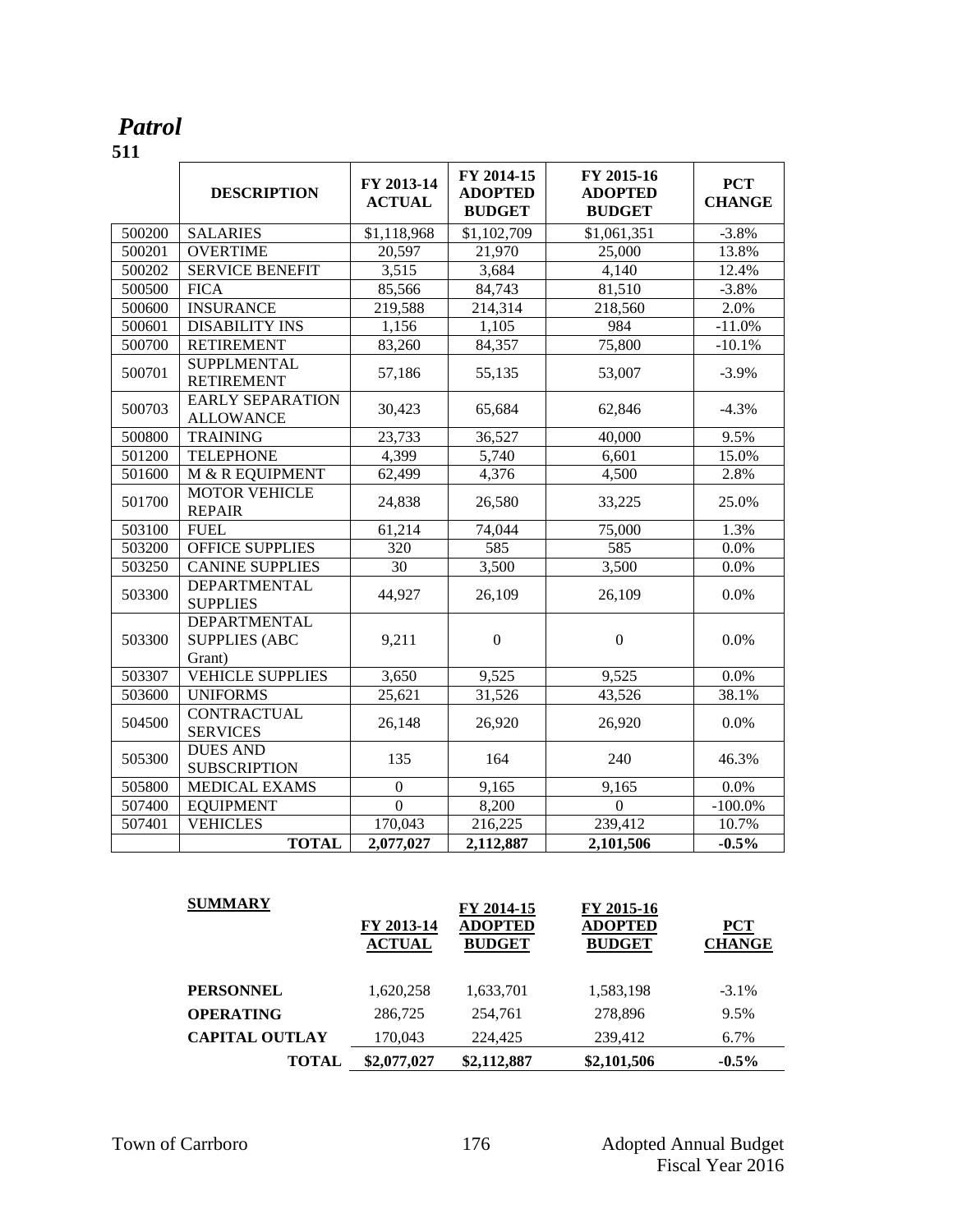# *Patrol*

**511**

| | DESCRIPTION | FY 2013-14 ACTUAL | FY 2014-15 ADOPTED BUDGET | FY 2015-16 ADOPTED BUDGET | PCT CHANGE |
|---|---|---|---|---|---|
| 500200 | SALARIES | $1,118,968 | $1,102,709 | $1,061,351 | -3.8% |
| 500201 | OVERTIME | 20,597 | 21,970 | 25,000 | 13.8% |
| 500202 | SERVICE BENEFIT | 3,515 | 3,684 | 4,140 | 12.4% |
| 500500 | FICA | 85,566 | 84,743 | 81,510 | -3.8% |
| 500600 | INSURANCE | 219,588 | 214,314 | 218,560 | 2.0% |
| 500601 | DISABILITY INS | 1,156 | 1,105 | 984 | -11.0% |
| 500700 | RETIREMENT | 83,260 | 84,357 | 75,800 | -10.1% |
| 500701 | SUPPLMENTAL RETIREMENT | 57,186 | 55,135 | 53,007 | -3.9% |
| 500703 | EARLY SEPARATION ALLOWANCE | 30,423 | 65,684 | 62,846 | -4.3% |
| 500800 | TRAINING | 23,733 | 36,527 | 40,000 | 9.5% |
| 501200 | TELEPHONE | 4,399 | 5,740 | 6,601 | 15.0% |
| 501600 | M & R EQUIPMENT | 62,499 | 4,376 | 4,500 | 2.8% |
| 501700 | MOTOR VEHICLE REPAIR | 24,838 | 26,580 | 33,225 | 25.0% |
| 503100 | FUEL | 61,214 | 74,044 | 75,000 | 1.3% |
| 503200 | OFFICE SUPPLIES | 320 | 585 | 585 | 0.0% |
| 503250 | CANINE SUPPLIES | 30 | 3,500 | 3,500 | 0.0% |
| 503300 | DEPARTMENTAL SUPPLIES | 44,927 | 26,109 | 26,109 | 0.0% |
| 503300 | DEPARTMENTAL SUPPLIES (ABC Grant) | 9,211 | 0 | 0 | 0.0% |
| 503307 | VEHICLE SUPPLIES | 3,650 | 9,525 | 9,525 | 0.0% |
| 503600 | UNIFORMS | 25,621 | 31,526 | 43,526 | 38.1% |
| 504500 | CONTRACTUAL SERVICES | 26,148 | 26,920 | 26,920 | 0.0% |
| 505300 | DUES AND SUBSCRIPTION | 135 | 164 | 240 | 46.3% |
| 505800 | MEDICAL EXAMS | 0 | 9,165 | 9,165 | 0.0% |
| 507400 | EQUIPMENT | 0 | 8,200 | 0 | -100.0% |
| 507401 | VEHICLES | 170,043 | 216,225 | 239,412 | 10.7% |
| | **TOTAL** | **2,077,027** | **2,112,887** | **2,101,506** | **-0.5%** |

| **SUMMARY** | FY 2013-14 ACTUAL | FY 2014-15 ADOPTED BUDGET | FY 2015-16 ADOPTED BUDGET | PCT CHANGE |
|---|---|---|---|---|
| **PERSONNEL** | 1,620,258 | 1,633,701 | 1,583,198 | -3.1% |
| **OPERATING** | 286,725 | 254,761 | 278,896 | 9.5% |
| **CAPITAL OUTLAY** | 170,043 | 224,425 | 239,412 | 6.7% |
| **TOTAL** | **$2,077,027** | **$2,112,887** | **$2,101,506** | **-0.5%** |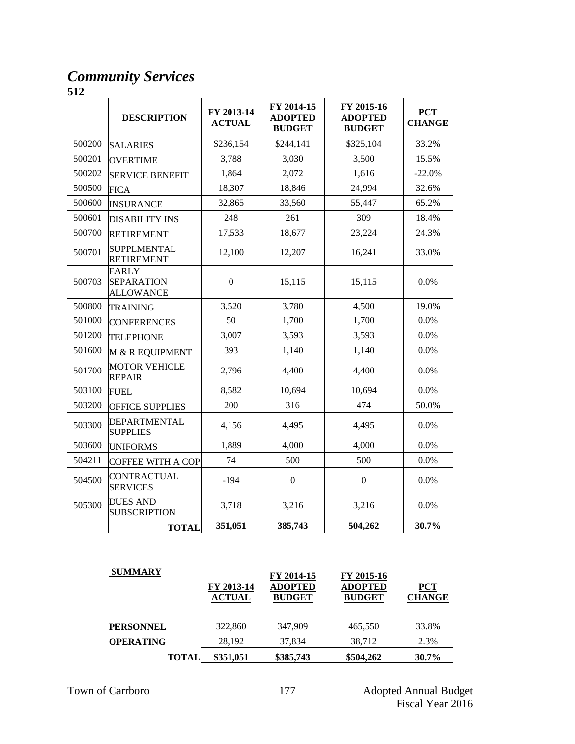# *Community Services*

**512**

| | DESCRIPTION | FY 2013-14 ACTUAL | FY 2014-15 ADOPTED BUDGET | FY 2015-16 ADOPTED BUDGET | PCT CHANGE |
|---|---|---|---|---|---|
| 500200 | SALARIES | $236,154 | $244,141 | $325,104 | 33.2% |
| 500201 | OVERTIME | 3,788 | 3,030 | 3,500 | 15.5% |
| 500202 | SERVICE BENEFIT | 1,864 | 2,072 | 1,616 | -22.0% |
| 500500 | FICA | 18,307 | 18,846 | 24,994 | 32.6% |
| 500600 | INSURANCE | 32,865 | 33,560 | 55,447 | 65.2% |
| 500601 | DISABILITY INS | 248 | 261 | 309 | 18.4% |
| 500700 | RETIREMENT | 17,533 | 18,677 | 23,224 | 24.3% |
| 500701 | SUPPLMENTAL RETIREMENT | 12,100 | 12,207 | 16,241 | 33.0% |
| 500703 | EARLY SEPARATION ALLOWANCE | 0 | 15,115 | 15,115 | 0.0% |
| 500800 | TRAINING | 3,520 | 3,780 | 4,500 | 19.0% |
| 501000 | CONFERENCES | 50 | 1,700 | 1,700 | 0.0% |
| 501200 | TELEPHONE | 3,007 | 3,593 | 3,593 | 0.0% |
| 501600 | M & R EQUIPMENT | 393 | 1,140 | 1,140 | 0.0% |
| 501700 | MOTOR VEHICLE REPAIR | 2,796 | 4,400 | 4,400 | 0.0% |
| 503100 | FUEL | 8,582 | 10,694 | 10,694 | 0.0% |
| 503200 | OFFICE SUPPLIES | 200 | 316 | 474 | 50.0% |
| 503300 | DEPARTMENTAL SUPPLIES | 4,156 | 4,495 | 4,495 | 0.0% |
| 503600 | UNIFORMS | 1,889 | 4,000 | 4,000 | 0.0% |
| 504211 | COFFEE WITH A COP | 74 | 500 | 500 | 0.0% |
| 504500 | CONTRACTUAL SERVICES | -194 | 0 | 0 | 0.0% |
| 505300 | DUES AND SUBSCRIPTION | 3,718 | 3,216 | 3,216 | 0.0% |
| | **TOTAL** | **351,051** | **385,743** | **504,262** | **30.7%** |

| SUMMARY | FY 2013-14 ACTUAL | FY 2014-15 ADOPTED BUDGET | FY 2015-16 ADOPTED BUDGET | PCT CHANGE |
|---|---|---|---|---|
| **PERSONNEL** | 322,860 | 347,909 | 465,550 | 33.8% |
| **OPERATING** | 28,192 | 37,834 | 38,712 | 2.3% |
| **TOTAL** | **$351,051** | **$385,743** | **$504,262** | **30.7%** |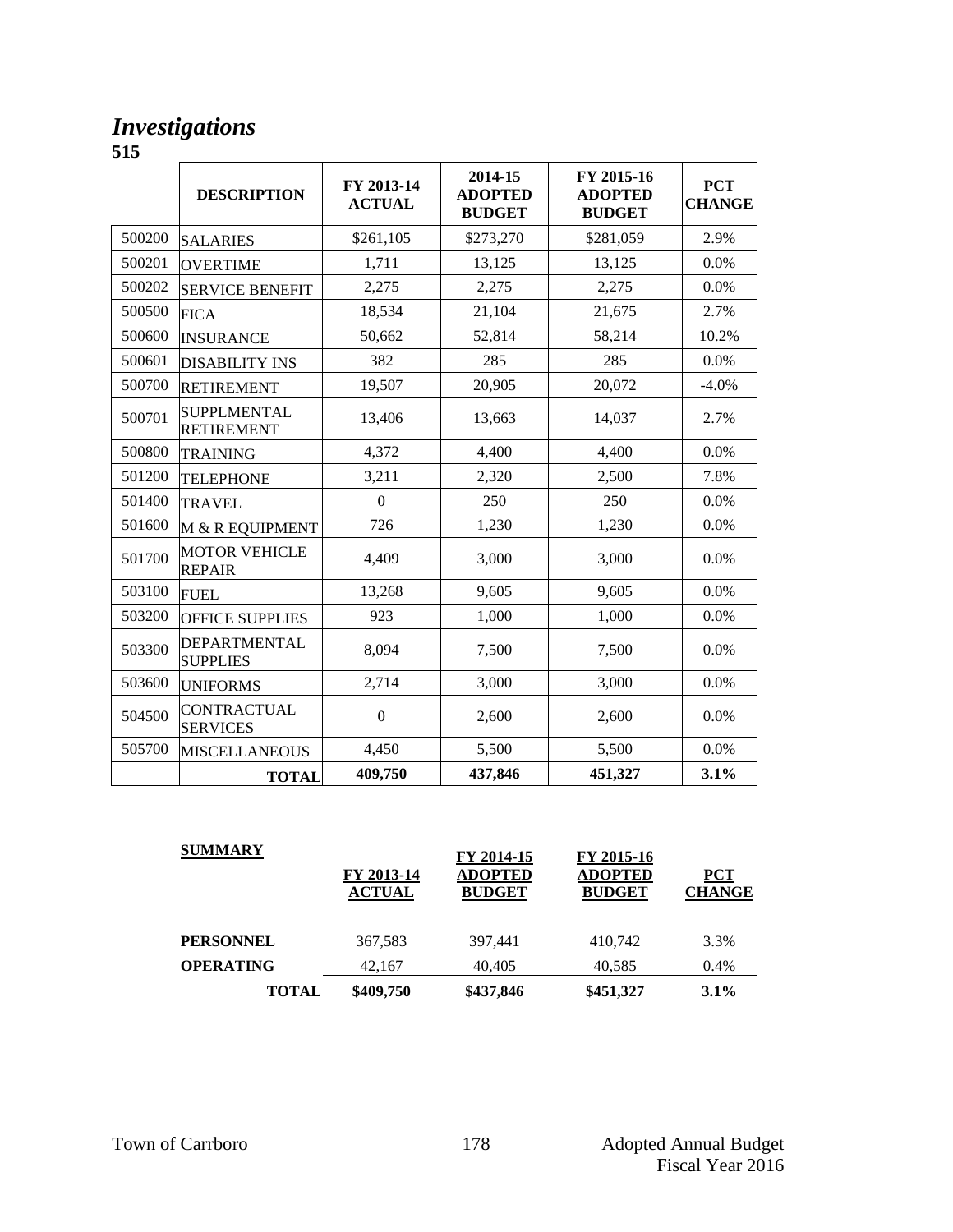# *Investigations*

**515**

| | DESCRIPTION | FY 2013-14 ACTUAL | 2014-15 ADOPTED BUDGET | FY 2015-16 ADOPTED BUDGET | PCT CHANGE |
|---|---|---|---|---|---|
| 500200 | SALARIES | $261,105 | $273,270 | $281,059 | 2.9% |
| 500201 | OVERTIME | 1,711 | 13,125 | 13,125 | 0.0% |
| 500202 | SERVICE BENEFIT | 2,275 | 2,275 | 2,275 | 0.0% |
| 500500 | FICA | 18,534 | 21,104 | 21,675 | 2.7% |
| 500600 | INSURANCE | 50,662 | 52,814 | 58,214 | 10.2% |
| 500601 | DISABILITY INS | 382 | 285 | 285 | 0.0% |
| 500700 | RETIREMENT | 19,507 | 20,905 | 20,072 | -4.0% |
| 500701 | SUPPLMENTAL RETIREMENT | 13,406 | 13,663 | 14,037 | 2.7% |
| 500800 | TRAINING | 4,372 | 4,400 | 4,400 | 0.0% |
| 501200 | TELEPHONE | 3,211 | 2,320 | 2,500 | 7.8% |
| 501400 | TRAVEL | 0 | 250 | 250 | 0.0% |
| 501600 | M & R EQUIPMENT | 726 | 1,230 | 1,230 | 0.0% |
| 501700 | MOTOR VEHICLE REPAIR | 4,409 | 3,000 | 3,000 | 0.0% |
| 503100 | FUEL | 13,268 | 9,605 | 9,605 | 0.0% |
| 503200 | OFFICE SUPPLIES | 923 | 1,000 | 1,000 | 0.0% |
| 503300 | DEPARTMENTAL SUPPLIES | 8,094 | 7,500 | 7,500 | 0.0% |
| 503600 | UNIFORMS | 2,714 | 3,000 | 3,000 | 0.0% |
| 504500 | CONTRACTUAL SERVICES | 0 | 2,600 | 2,600 | 0.0% |
| 505700 | MISCELLANEOUS | 4,450 | 5,500 | 5,500 | 0.0% |
| | **TOTAL** | **409,750** | **437,846** | **451,327** | **3.1%** |

| **SUMMARY** | FY 2013-14 ACTUAL | FY 2014-15 ADOPTED BUDGET | FY 2015-16 ADOPTED BUDGET | PCT CHANGE |
|---|---|---|---|---|
| **PERSONNEL** | 367,583 | 397,441 | 410,742 | 3.3% |
| **OPERATING** | 42,167 | 40,405 | 40,585 | 0.4% |
| **TOTAL** | **$409,750** | **$437,846** | **$451,327** | **3.1%** |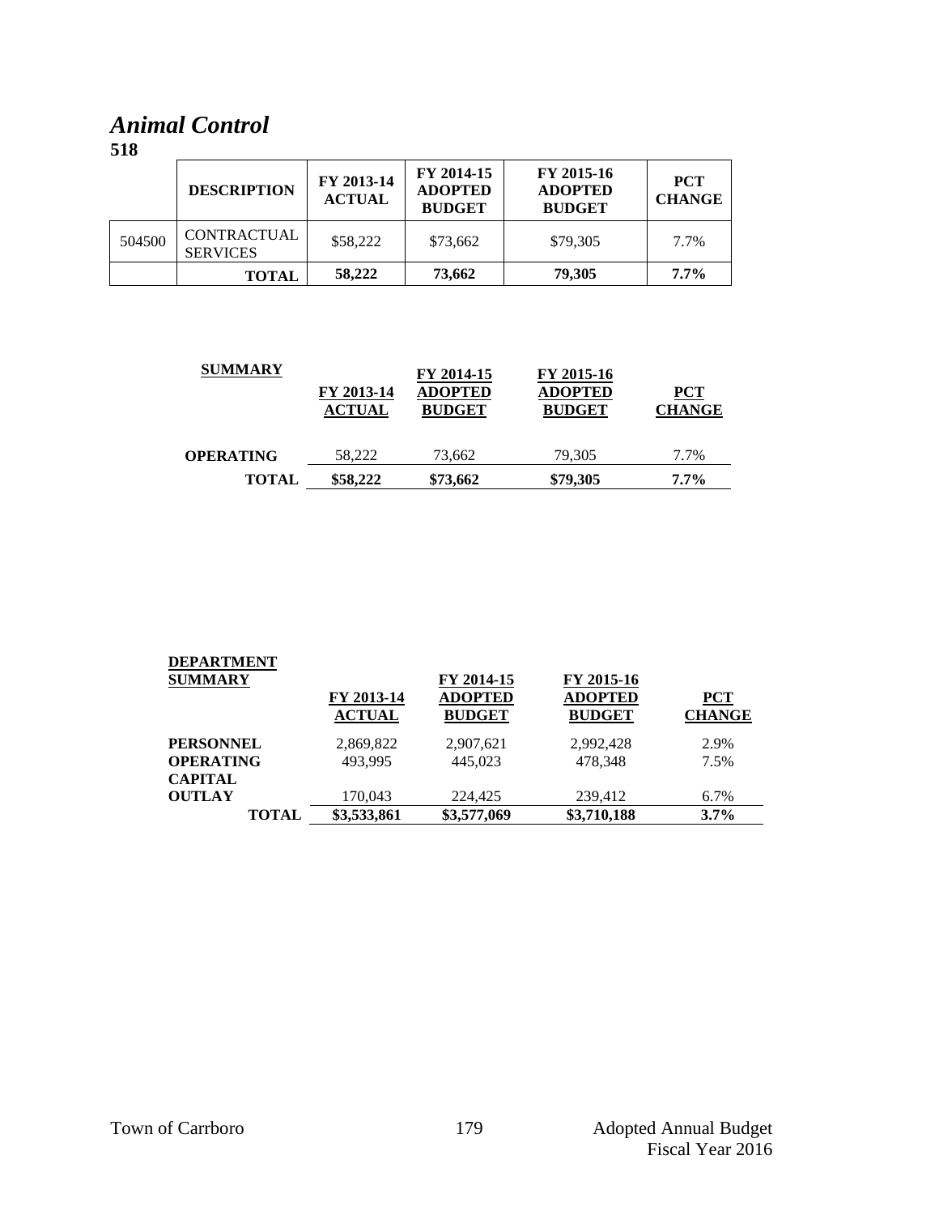## *Animal Control*

**518**

| | DESCRIPTION | FY 2013-14 ACTUAL | FY 2014-15 ADOPTED BUDGET | FY 2015-16 ADOPTED BUDGET | PCT CHANGE |
|---|---|---|---|---|---|
| 504500 | CONTRACTUAL SERVICES | $58,222 | $73,662 | $79,305 | 7.7% |
| | **TOTAL** | **58,222** | **73,662** | **79,305** | **7.7%** |

| SUMMARY | FY 2013-14 ACTUAL | FY 2014-15 ADOPTED BUDGET | FY 2015-16 ADOPTED BUDGET | PCT CHANGE |
|---|---|---|---|---|
| **OPERATING** | 58,222 | 73,662 | 79,305 | 7.7% |
| **TOTAL** | **$58,222** | **$73,662** | **$79,305** | **7.7%** |

| DEPARTMENT SUMMARY | FY 2013-14 ACTUAL | FY 2014-15 ADOPTED BUDGET | FY 2015-16 ADOPTED BUDGET | PCT CHANGE |
|---|---|---|---|---|
| **PERSONNEL** | 2,869,822 | 2,907,621 | 2,992,428 | 2.9% |
| **OPERATING** | 493,995 | 445,023 | 478,348 | 7.5% |
| **CAPITAL OUTLAY** | 170,043 | 224,425 | 239,412 | 6.7% |
| **TOTAL** | **$3,533,861** | **$3,577,069** | **$3,710,188** | **3.7%** |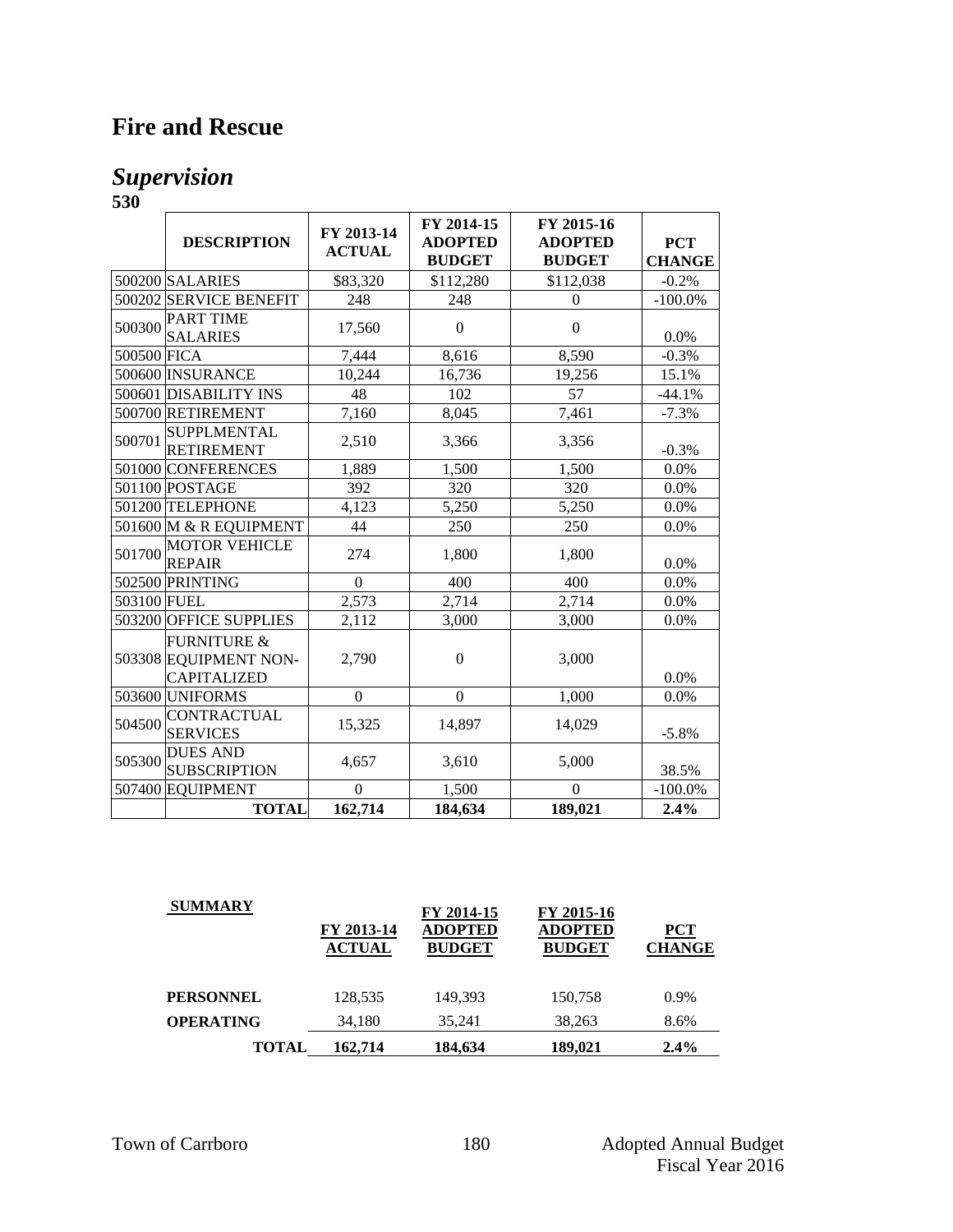# Fire and Rescue

## *Supervision*

**530**

| | DESCRIPTION | FY 2013-14 ACTUAL | FY 2014-15 ADOPTED BUDGET | FY 2015-16 ADOPTED BUDGET | PCT CHANGE |
|---|---|---|---|---|---|
| 500200 | SALARIES | $83,320 | $112,280 | $112,038 | -0.2% |
| 500202 | SERVICE BENEFIT | 248 | 248 | 0 | -100.0% |
| 500300 | PART TIME SALARIES | 17,560 | 0 | 0 | 0.0% |
| 500500 | FICA | 7,444 | 8,616 | 8,590 | -0.3% |
| 500600 | INSURANCE | 10,244 | 16,736 | 19,256 | 15.1% |
| 500601 | DISABILITY INS | 48 | 102 | 57 | -44.1% |
| 500700 | RETIREMENT | 7,160 | 8,045 | 7,461 | -7.3% |
| 500701 | SUPPLMENTAL RETIREMENT | 2,510 | 3,366 | 3,356 | -0.3% |
| 501000 | CONFERENCES | 1,889 | 1,500 | 1,500 | 0.0% |
| 501100 | POSTAGE | 392 | 320 | 320 | 0.0% |
| 501200 | TELEPHONE | 4,123 | 5,250 | 5,250 | 0.0% |
| 501600 | M & R EQUIPMENT | 44 | 250 | 250 | 0.0% |
| 501700 | MOTOR VEHICLE REPAIR | 274 | 1,800 | 1,800 | 0.0% |
| 502500 | PRINTING | 0 | 400 | 400 | 0.0% |
| 503100 | FUEL | 2,573 | 2,714 | 2,714 | 0.0% |
| 503200 | OFFICE SUPPLIES | 2,112 | 3,000 | 3,000 | 0.0% |
| 503308 | FURNITURE & EQUIPMENT NON-CAPITALIZED | 2,790 | 0 | 3,000 | 0.0% |
| 503600 | UNIFORMS | 0 | 0 | 1,000 | 0.0% |
| 504500 | CONTRACTUAL SERVICES | 15,325 | 14,897 | 14,029 | -5.8% |
| 505300 | DUES AND SUBSCRIPTION | 4,657 | 3,610 | 5,000 | 38.5% |
| 507400 | EQUIPMENT | 0 | 1,500 | 0 | -100.0% |
| | **TOTAL** | **162,714** | **184,634** | **189,021** | **2.4%** |

| SUMMARY | FY 2013-14 ACTUAL | FY 2014-15 ADOPTED BUDGET | FY 2015-16 ADOPTED BUDGET | PCT CHANGE |
|---|---|---|---|---|
| **PERSONNEL** | 128,535 | 149,393 | 150,758 | 0.9% |
| **OPERATING** | 34,180 | 35,241 | 38,263 | 8.6% |
| **TOTAL** | **162,714** | **184,634** | **189,021** | **2.4%** |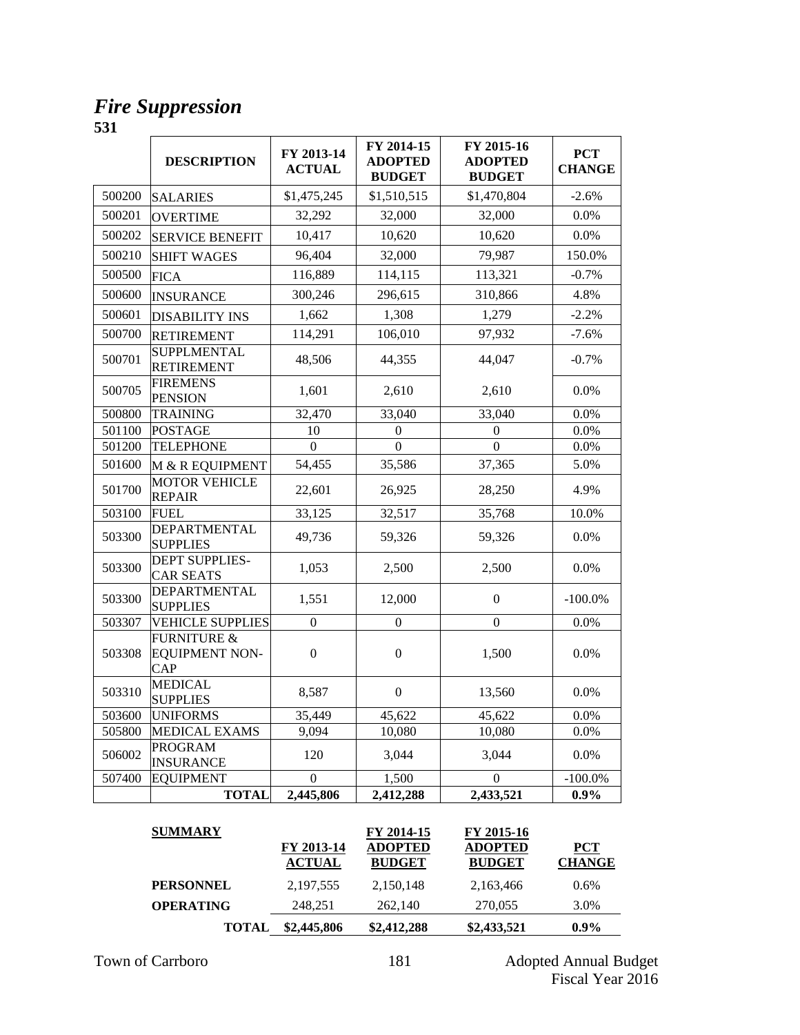# *Fire Suppression*

**531**

| | DESCRIPTION | FY 2013-14 ACTUAL | FY 2014-15 ADOPTED BUDGET | FY 2015-16 ADOPTED BUDGET | PCT CHANGE |
|---|---|---|---|---|---|
| 500200 | SALARIES | $1,475,245 | $1,510,515 | $1,470,804 | -2.6% |
| 500201 | OVERTIME | 32,292 | 32,000 | 32,000 | 0.0% |
| 500202 | SERVICE BENEFIT | 10,417 | 10,620 | 10,620 | 0.0% |
| 500210 | SHIFT WAGES | 96,404 | 32,000 | 79,987 | 150.0% |
| 500500 | FICA | 116,889 | 114,115 | 113,321 | -0.7% |
| 500600 | INSURANCE | 300,246 | 296,615 | 310,866 | 4.8% |
| 500601 | DISABILITY INS | 1,662 | 1,308 | 1,279 | -2.2% |
| 500700 | RETIREMENT | 114,291 | 106,010 | 97,932 | -7.6% |
| 500701 | SUPPLMENTAL RETIREMENT | 48,506 | 44,355 | 44,047 | -0.7% |
| 500705 | FIREMENS PENSION | 1,601 | 2,610 | 2,610 | 0.0% |
| 500800 | TRAINING | 32,470 | 33,040 | 33,040 | 0.0% |
| 501100 | POSTAGE | 10 | 0 | 0 | 0.0% |
| 501200 | TELEPHONE | 0 | 0 | 0 | 0.0% |
| 501600 | M & R EQUIPMENT | 54,455 | 35,586 | 37,365 | 5.0% |
| 501700 | MOTOR VEHICLE REPAIR | 22,601 | 26,925 | 28,250 | 4.9% |
| 503100 | FUEL | 33,125 | 32,517 | 35,768 | 10.0% |
| 503300 | DEPARTMENTAL SUPPLIES | 49,736 | 59,326 | 59,326 | 0.0% |
| 503300 | DEPT SUPPLIES-CAR SEATS | 1,053 | 2,500 | 2,500 | 0.0% |
| 503300 | DEPARTMENTAL SUPPLIES | 1,551 | 12,000 | 0 | -100.0% |
| 503307 | VEHICLE SUPPLIES | 0 | 0 | 0 | 0.0% |
| 503308 | FURNITURE & EQUIPMENT NON-CAP | 0 | 0 | 1,500 | 0.0% |
| 503310 | MEDICAL SUPPLIES | 8,587 | 0 | 13,560 | 0.0% |
| 503600 | UNIFORMS | 35,449 | 45,622 | 45,622 | 0.0% |
| 505800 | MEDICAL EXAMS | 9,094 | 10,080 | 10,080 | 0.0% |
| 506002 | PROGRAM INSURANCE | 120 | 3,044 | 3,044 | 0.0% |
| 507400 | EQUIPMENT | 0 | 1,500 | 0 | -100.0% |
| | **TOTAL** | **2,445,806** | **2,412,288** | **2,433,521** | **0.9%** |

| SUMMARY | FY 2013-14 ACTUAL | FY 2014-15 ADOPTED BUDGET | FY 2015-16 ADOPTED BUDGET | PCT CHANGE |
|---|---|---|---|---|
| **PERSONNEL** | 2,197,555 | 2,150,148 | 2,163,466 | 0.6% |
| **OPERATING** | 248,251 | 262,140 | 270,055 | 3.0% |
| **TOTAL** | **$2,445,806** | **$2,412,288** | **$2,433,521** | **0.9%** |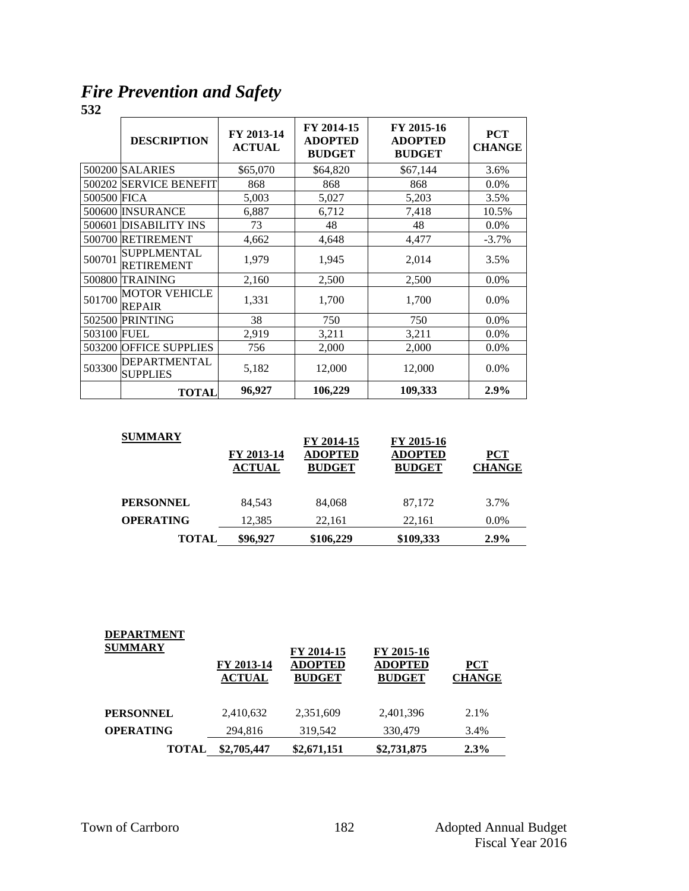# *Fire Prevention and Safety*

**532**

| | DESCRIPTION | FY 2013-14 ACTUAL | FY 2014-15 ADOPTED BUDGET | FY 2015-16 ADOPTED BUDGET | PCT CHANGE |
|---|---|---|---|---|---|
| 500200 | SALARIES | $65,070 | $64,820 | $67,144 | 3.6% |
| 500202 | SERVICE BENEFIT | 868 | 868 | 868 | 0.0% |
| 500500 | FICA | 5,003 | 5,027 | 5,203 | 3.5% |
| 500600 | INSURANCE | 6,887 | 6,712 | 7,418 | 10.5% |
| 500601 | DISABILITY INS | 73 | 48 | 48 | 0.0% |
| 500700 | RETIREMENT | 4,662 | 4,648 | 4,477 | -3.7% |
| 500701 | SUPPLMENTAL RETIREMENT | 1,979 | 1,945 | 2,014 | 3.5% |
| 500800 | TRAINING | 2,160 | 2,500 | 2,500 | 0.0% |
| 501700 | MOTOR VEHICLE REPAIR | 1,331 | 1,700 | 1,700 | 0.0% |
| 502500 | PRINTING | 38 | 750 | 750 | 0.0% |
| 503100 | FUEL | 2,919 | 3,211 | 3,211 | 0.0% |
| 503200 | OFFICE SUPPLIES | 756 | 2,000 | 2,000 | 0.0% |
| 503300 | DEPARTMENTAL SUPPLIES | 5,182 | 12,000 | 12,000 | 0.0% |
| | **TOTAL** | **96,927** | **106,229** | **109,333** | **2.9%** |

| SUMMARY | FY 2013-14 ACTUAL | FY 2014-15 ADOPTED BUDGET | FY 2015-16 ADOPTED BUDGET | PCT CHANGE |
|---|---|---|---|---|
| **PERSONNEL** | 84,543 | 84,068 | 87,172 | 3.7% |
| **OPERATING** | 12,385 | 22,161 | 22,161 | 0.0% |
| **TOTAL** | **$96,927** | **$106,229** | **$109,333** | **2.9%** |

| DEPARTMENT SUMMARY | FY 2013-14 ACTUAL | FY 2014-15 ADOPTED BUDGET | FY 2015-16 ADOPTED BUDGET | PCT CHANGE |
|---|---|---|---|---|
| **PERSONNEL** | 2,410,632 | 2,351,609 | 2,401,396 | 2.1% |
| **OPERATING** | 294,816 | 319,542 | 330,479 | 3.4% |
| **TOTAL** | **$2,705,447** | **$2,671,151** | **$2,731,875** | **2.3%** |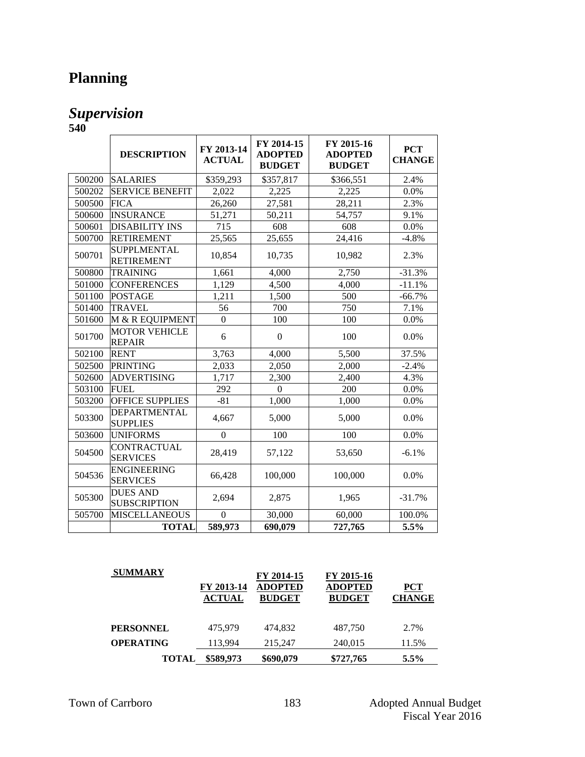# Planning

## *Supervision*

**540**

| | DESCRIPTION | FY 2013-14 ACTUAL | FY 2014-15 ADOPTED BUDGET | FY 2015-16 ADOPTED BUDGET | PCT CHANGE |
|---|---|---|---|---|---|
| 500200 | SALARIES | $359,293 | $357,817 | $366,551 | 2.4% |
| 500202 | SERVICE BENEFIT | 2,022 | 2,225 | 2,225 | 0.0% |
| 500500 | FICA | 26,260 | 27,581 | 28,211 | 2.3% |
| 500600 | INSURANCE | 51,271 | 50,211 | 54,757 | 9.1% |
| 500601 | DISABILITY INS | 715 | 608 | 608 | 0.0% |
| 500700 | RETIREMENT | 25,565 | 25,655 | 24,416 | -4.8% |
| 500701 | SUPPLMENTAL RETIREMENT | 10,854 | 10,735 | 10,982 | 2.3% |
| 500800 | TRAINING | 1,661 | 4,000 | 2,750 | -31.3% |
| 501000 | CONFERENCES | 1,129 | 4,500 | 4,000 | -11.1% |
| 501100 | POSTAGE | 1,211 | 1,500 | 500 | -66.7% |
| 501400 | TRAVEL | 56 | 700 | 750 | 7.1% |
| 501600 | M & R EQUIPMENT | 0 | 100 | 100 | 0.0% |
| 501700 | MOTOR VEHICLE REPAIR | 6 | 0 | 100 | 0.0% |
| 502100 | RENT | 3,763 | 4,000 | 5,500 | 37.5% |
| 502500 | PRINTING | 2,033 | 2,050 | 2,000 | -2.4% |
| 502600 | ADVERTISING | 1,717 | 2,300 | 2,400 | 4.3% |
| 503100 | FUEL | 292 | 0 | 200 | 0.0% |
| 503200 | OFFICE SUPPLIES | -81 | 1,000 | 1,000 | 0.0% |
| 503300 | DEPARTMENTAL SUPPLIES | 4,667 | 5,000 | 5,000 | 0.0% |
| 503600 | UNIFORMS | 0 | 100 | 100 | 0.0% |
| 504500 | CONTRACTUAL SERVICES | 28,419 | 57,122 | 53,650 | -6.1% |
| 504536 | ENGINEERING SERVICES | 66,428 | 100,000 | 100,000 | 0.0% |
| 505300 | DUES AND SUBSCRIPTION | 2,694 | 2,875 | 1,965 | -31.7% |
| 505700 | MISCELLANEOUS | 0 | 30,000 | 60,000 | 100.0% |
| | **TOTAL** | **589,973** | **690,079** | **727,765** | **5.5%** |

| SUMMARY | FY 2013-14 ACTUAL | FY 2014-15 ADOPTED BUDGET | FY 2015-16 ADOPTED BUDGET | PCT CHANGE |
|---|---|---|---|---|
| **PERSONNEL** | 475,979 | 474,832 | 487,750 | 2.7% |
| **OPERATING** | 113,994 | 215,247 | 240,015 | 11.5% |
| **TOTAL** | **$589,973** | **$690,079** | **$727,765** | **5.5%** |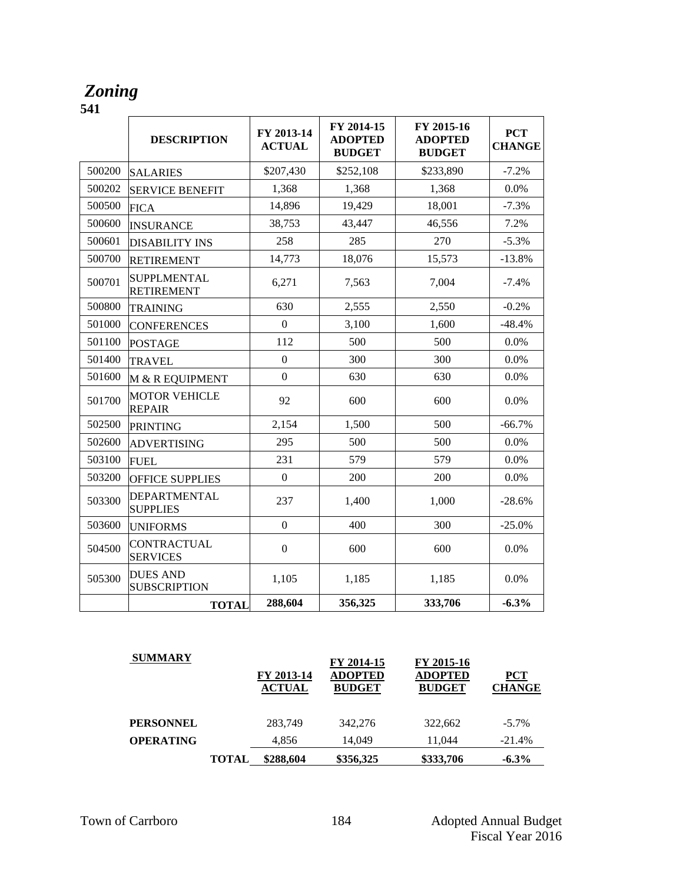# *Zoning*

**541**

| | DESCRIPTION | FY 2013-14 ACTUAL | FY 2014-15 ADOPTED BUDGET | FY 2015-16 ADOPTED BUDGET | PCT CHANGE |
|---|---|---|---|---|---|
| 500200 | SALARIES | $207,430 | $252,108 | $233,890 | -7.2% |
| 500202 | SERVICE BENEFIT | 1,368 | 1,368 | 1,368 | 0.0% |
| 500500 | FICA | 14,896 | 19,429 | 18,001 | -7.3% |
| 500600 | INSURANCE | 38,753 | 43,447 | 46,556 | 7.2% |
| 500601 | DISABILITY INS | 258 | 285 | 270 | -5.3% |
| 500700 | RETIREMENT | 14,773 | 18,076 | 15,573 | -13.8% |
| 500701 | SUPPLMENTAL RETIREMENT | 6,271 | 7,563 | 7,004 | -7.4% |
| 500800 | TRAINING | 630 | 2,555 | 2,550 | -0.2% |
| 501000 | CONFERENCES | 0 | 3,100 | 1,600 | -48.4% |
| 501100 | POSTAGE | 112 | 500 | 500 | 0.0% |
| 501400 | TRAVEL | 0 | 300 | 300 | 0.0% |
| 501600 | M & R EQUIPMENT | 0 | 630 | 630 | 0.0% |
| 501700 | MOTOR VEHICLE REPAIR | 92 | 600 | 600 | 0.0% |
| 502500 | PRINTING | 2,154 | 1,500 | 500 | -66.7% |
| 502600 | ADVERTISING | 295 | 500 | 500 | 0.0% |
| 503100 | FUEL | 231 | 579 | 579 | 0.0% |
| 503200 | OFFICE SUPPLIES | 0 | 200 | 200 | 0.0% |
| 503300 | DEPARTMENTAL SUPPLIES | 237 | 1,400 | 1,000 | -28.6% |
| 503600 | UNIFORMS | 0 | 400 | 300 | -25.0% |
| 504500 | CONTRACTUAL SERVICES | 0 | 600 | 600 | 0.0% |
| 505300 | DUES AND SUBSCRIPTION | 1,105 | 1,185 | 1,185 | 0.0% |
| | **TOTAL** | **288,604** | **356,325** | **333,706** | **-6.3%** |

| **SUMMARY** | FY 2013-14 ACTUAL | FY 2014-15 ADOPTED BUDGET | FY 2015-16 ADOPTED BUDGET | PCT CHANGE |
|---|---|---|---|---|
| **PERSONNEL** | 283,749 | 342,276 | 322,662 | -5.7% |
| **OPERATING** | 4,856 | 14,049 | 11,044 | -21.4% |
| **TOTAL** | **$288,604** | **$356,325** | **$333,706** | **-6.3%** |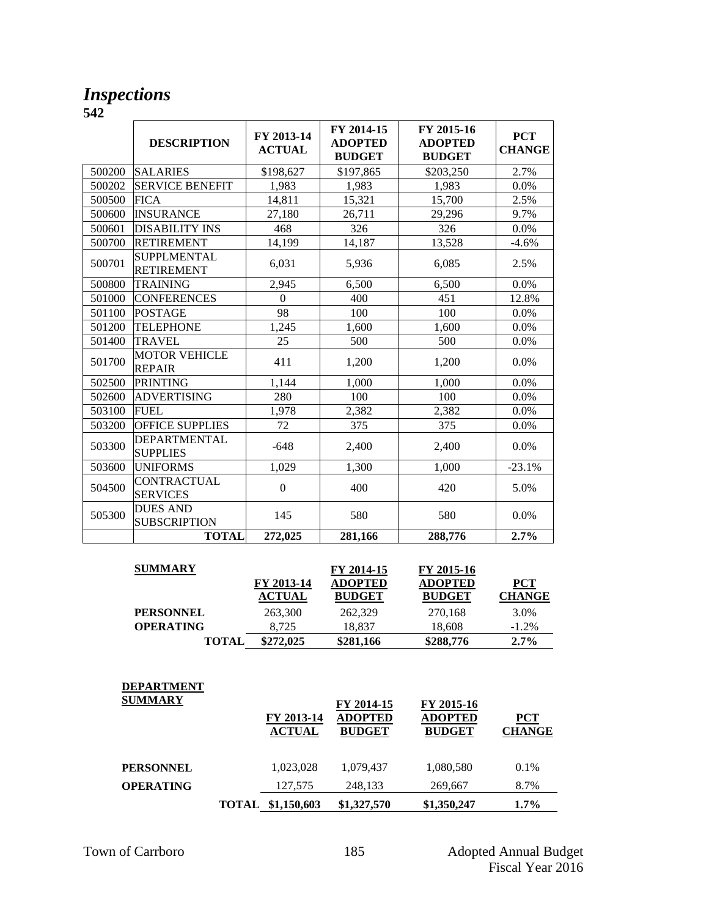# *Inspections*

**542**

| | DESCRIPTION | FY 2013-14 ACTUAL | FY 2014-15 ADOPTED BUDGET | FY 2015-16 ADOPTED BUDGET | PCT CHANGE |
|---|---|---|---|---|---|
| 500200 | SALARIES | $198,627 | $197,865 | $203,250 | 2.7% |
| 500202 | SERVICE BENEFIT | 1,983 | 1,983 | 1,983 | 0.0% |
| 500500 | FICA | 14,811 | 15,321 | 15,700 | 2.5% |
| 500600 | INSURANCE | 27,180 | 26,711 | 29,296 | 9.7% |
| 500601 | DISABILITY INS | 468 | 326 | 326 | 0.0% |
| 500700 | RETIREMENT | 14,199 | 14,187 | 13,528 | -4.6% |
| 500701 | SUPPLMENTAL RETIREMENT | 6,031 | 5,936 | 6,085 | 2.5% |
| 500800 | TRAINING | 2,945 | 6,500 | 6,500 | 0.0% |
| 501000 | CONFERENCES | 0 | 400 | 451 | 12.8% |
| 501100 | POSTAGE | 98 | 100 | 100 | 0.0% |
| 501200 | TELEPHONE | 1,245 | 1,600 | 1,600 | 0.0% |
| 501400 | TRAVEL | 25 | 500 | 500 | 0.0% |
| 501700 | MOTOR VEHICLE REPAIR | 411 | 1,200 | 1,200 | 0.0% |
| 502500 | PRINTING | 1,144 | 1,000 | 1,000 | 0.0% |
| 502600 | ADVERTISING | 280 | 100 | 100 | 0.0% |
| 503100 | FUEL | 1,978 | 2,382 | 2,382 | 0.0% |
| 503200 | OFFICE SUPPLIES | 72 | 375 | 375 | 0.0% |
| 503300 | DEPARTMENTAL SUPPLIES | -648 | 2,400 | 2,400 | 0.0% |
| 503600 | UNIFORMS | 1,029 | 1,300 | 1,000 | -23.1% |
| 504500 | CONTRACTUAL SERVICES | 0 | 400 | 420 | 5.0% |
| 505300 | DUES AND SUBSCRIPTION | 145 | 580 | 580 | 0.0% |
| | **TOTAL** | **272,025** | **281,166** | **288,776** | **2.7%** |

| **SUMMARY** | FY 2013-14 ACTUAL | FY 2014-15 ADOPTED BUDGET | FY 2015-16 ADOPTED BUDGET | PCT CHANGE |
|---|---|---|---|---|
| **PERSONNEL** | 263,300 | 262,329 | 270,168 | 3.0% |
| **OPERATING** | 8,725 | 18,837 | 18,608 | -1.2% |
| **TOTAL** | **$272,025** | **$281,166** | **$288,776** | **2.7%** |

| **DEPARTMENT SUMMARY** | FY 2013-14 ACTUAL | FY 2014-15 ADOPTED BUDGET | FY 2015-16 ADOPTED BUDGET | PCT CHANGE |
|---|---|---|---|---|
| **PERSONNEL** | 1,023,028 | 1,079,437 | 1,080,580 | 0.1% |
| **OPERATING** | 127,575 | 248,133 | 269,667 | 8.7% |
| **TOTAL** | **$1,150,603** | **$1,327,570** | **$1,350,247** | **1.7%** |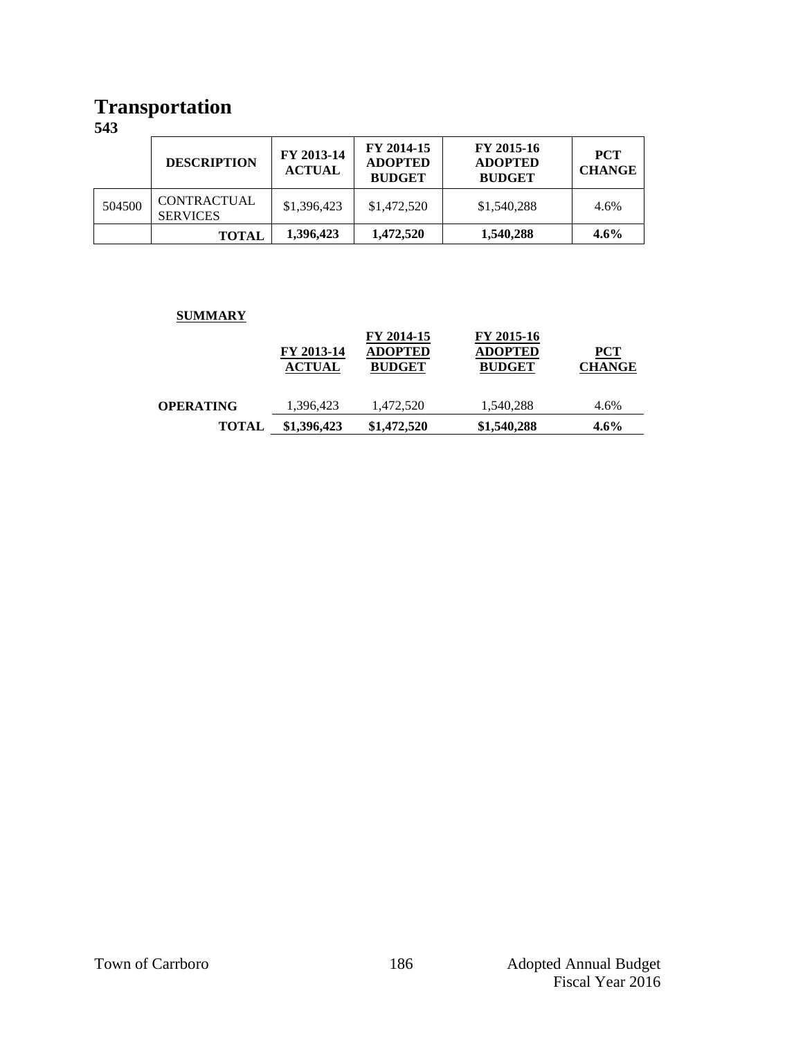# Transportation

**543**

| | DESCRIPTION | FY 2013-14 ACTUAL | FY 2014-15 ADOPTED BUDGET | FY 2015-16 ADOPTED BUDGET | PCT CHANGE |
|---|---|---|---|---|---|
| 504500 | CONTRACTUAL SERVICES | $1,396,423 | $1,472,520 | $1,540,288 | 4.6% |
| | **TOTAL** | **1,396,423** | **1,472,520** | **1,540,288** | **4.6%** |

**SUMMARY**

| | FY 2013-14 ACTUAL | FY 2014-15 ADOPTED BUDGET | FY 2015-16 ADOPTED BUDGET | PCT CHANGE |
|---|---|---|---|---|
| **OPERATING** | 1,396,423 | 1,472,520 | 1,540,288 | 4.6% |
| **TOTAL** | **$1,396,423** | **$1,472,520** | **$1,540,288** | **4.6%** |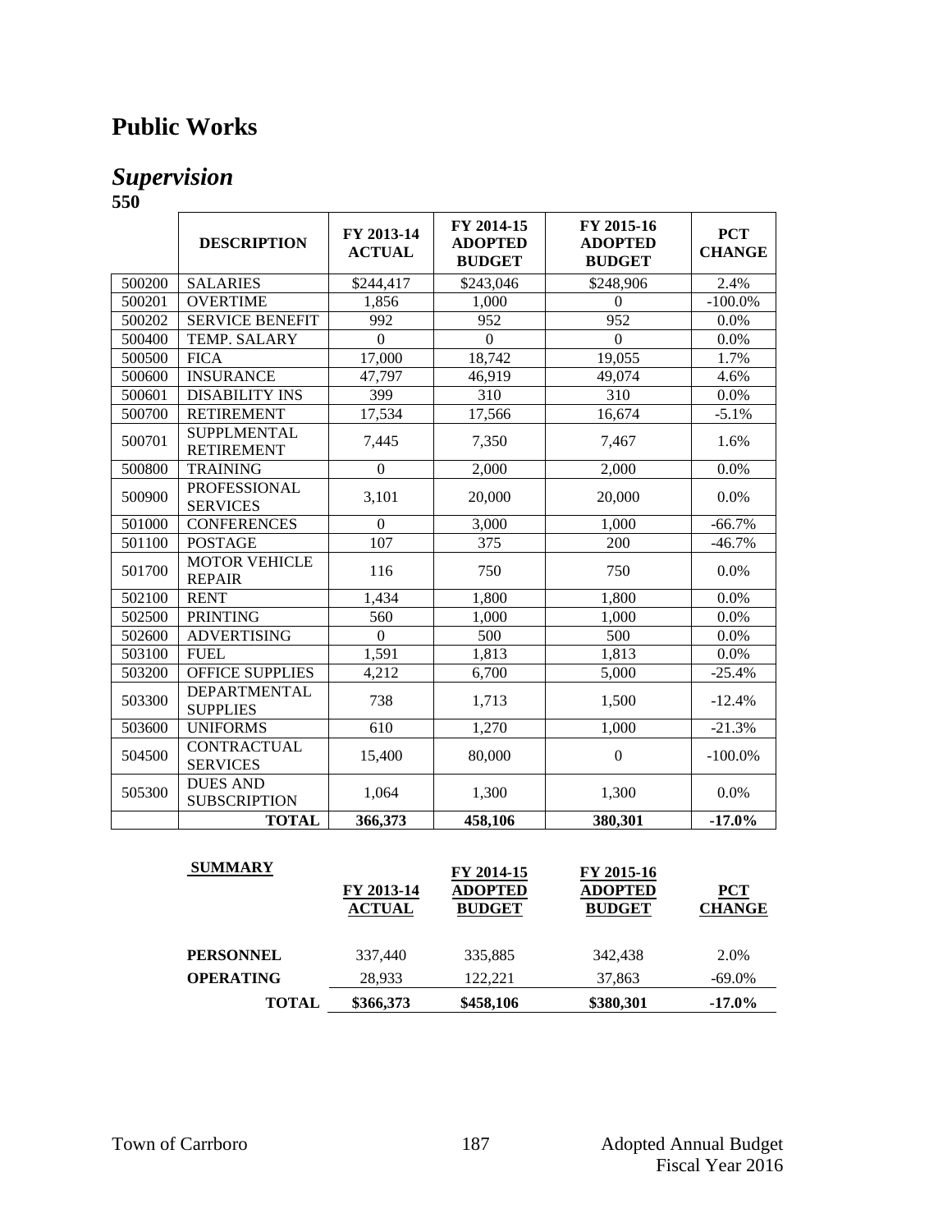# Public Works

## *Supervision*

**550**

| | DESCRIPTION | FY 2013-14 ACTUAL | FY 2014-15 ADOPTED BUDGET | FY 2015-16 ADOPTED BUDGET | PCT CHANGE |
|---|---|---|---|---|---|
| 500200 | SALARIES | $244,417 | $243,046 | $248,906 | 2.4% |
| 500201 | OVERTIME | 1,856 | 1,000 | 0 | -100.0% |
| 500202 | SERVICE BENEFIT | 992 | 952 | 952 | 0.0% |
| 500400 | TEMP. SALARY | 0 | 0 | 0 | 0.0% |
| 500500 | FICA | 17,000 | 18,742 | 19,055 | 1.7% |
| 500600 | INSURANCE | 47,797 | 46,919 | 49,074 | 4.6% |
| 500601 | DISABILITY INS | 399 | 310 | 310 | 0.0% |
| 500700 | RETIREMENT | 17,534 | 17,566 | 16,674 | -5.1% |
| 500701 | SUPPLMENTAL RETIREMENT | 7,445 | 7,350 | 7,467 | 1.6% |
| 500800 | TRAINING | 0 | 2,000 | 2,000 | 0.0% |
| 500900 | PROFESSIONAL SERVICES | 3,101 | 20,000 | 20,000 | 0.0% |
| 501000 | CONFERENCES | 0 | 3,000 | 1,000 | -66.7% |
| 501100 | POSTAGE | 107 | 375 | 200 | -46.7% |
| 501700 | MOTOR VEHICLE REPAIR | 116 | 750 | 750 | 0.0% |
| 502100 | RENT | 1,434 | 1,800 | 1,800 | 0.0% |
| 502500 | PRINTING | 560 | 1,000 | 1,000 | 0.0% |
| 502600 | ADVERTISING | 0 | 500 | 500 | 0.0% |
| 503100 | FUEL | 1,591 | 1,813 | 1,813 | 0.0% |
| 503200 | OFFICE SUPPLIES | 4,212 | 6,700 | 5,000 | -25.4% |
| 503300 | DEPARTMENTAL SUPPLIES | 738 | 1,713 | 1,500 | -12.4% |
| 503600 | UNIFORMS | 610 | 1,270 | 1,000 | -21.3% |
| 504500 | CONTRACTUAL SERVICES | 15,400 | 80,000 | 0 | -100.0% |
| 505300 | DUES AND SUBSCRIPTION | 1,064 | 1,300 | 1,300 | 0.0% |
| | **TOTAL** | **366,373** | **458,106** | **380,301** | **-17.0%** |

| **SUMMARY** | **FY 2013-14 ACTUAL** | **FY 2014-15 ADOPTED BUDGET** | **FY 2015-16 ADOPTED BUDGET** | **PCT CHANGE** |
|---|---|---|---|---|
| **PERSONNEL** | 337,440 | 335,885 | 342,438 | 2.0% |
| **OPERATING** | 28,933 | 122,221 | 37,863 | -69.0% |
| **TOTAL** | **$366,373** | **$458,106** | **$380,301** | **-17.0%** |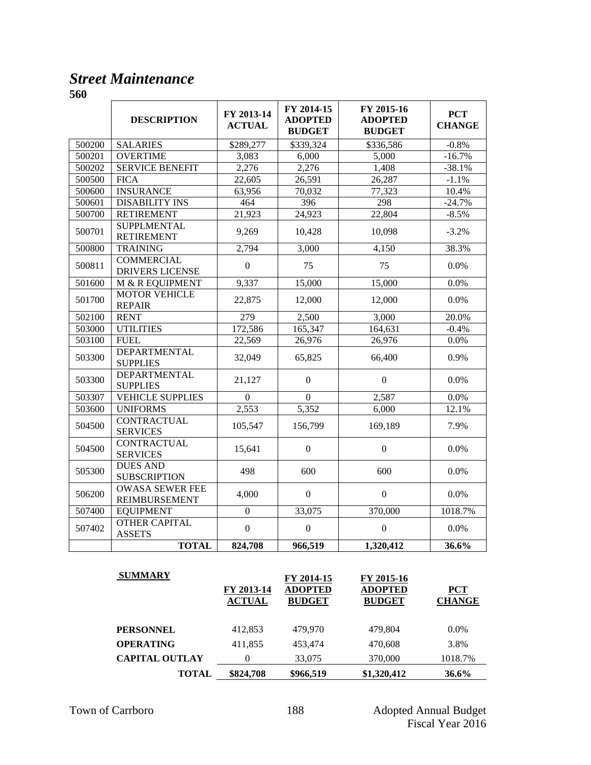## *Street Maintenance*

**560**

| | DESCRIPTION | FY 2013-14 ACTUAL | FY 2014-15 ADOPTED BUDGET | FY 2015-16 ADOPTED BUDGET | PCT CHANGE |
|---|---|---|---|---|---|
| 500200 | SALARIES | $289,277 | $339,324 | $336,586 | -0.8% |
| 500201 | OVERTIME | 3,083 | 6,000 | 5,000 | -16.7% |
| 500202 | SERVICE BENEFIT | 2,276 | 2,276 | 1,408 | -38.1% |
| 500500 | FICA | 22,605 | 26,591 | 26,287 | -1.1% |
| 500600 | INSURANCE | 63,956 | 70,032 | 77,323 | 10.4% |
| 500601 | DISABILITY INS | 464 | 396 | 298 | -24.7% |
| 500700 | RETIREMENT | 21,923 | 24,923 | 22,804 | -8.5% |
| 500701 | SUPPLMENTAL RETIREMENT | 9,269 | 10,428 | 10,098 | -3.2% |
| 500800 | TRAINING | 2,794 | 3,000 | 4,150 | 38.3% |
| 500811 | COMMERCIAL DRIVERS LICENSE | 0 | 75 | 75 | 0.0% |
| 501600 | M & R EQUIPMENT | 9,337 | 15,000 | 15,000 | 0.0% |
| 501700 | MOTOR VEHICLE REPAIR | 22,875 | 12,000 | 12,000 | 0.0% |
| 502100 | RENT | 279 | 2,500 | 3,000 | 20.0% |
| 503000 | UTILITIES | 172,586 | 165,347 | 164,631 | -0.4% |
| 503100 | FUEL | 22,569 | 26,976 | 26,976 | 0.0% |
| 503300 | DEPARTMENTAL SUPPLIES | 32,049 | 65,825 | 66,400 | 0.9% |
| 503300 | DEPARTMENTAL SUPPLIES | 21,127 | 0 | 0 | 0.0% |
| 503307 | VEHICLE SUPPLIES | 0 | 0 | 2,587 | 0.0% |
| 503600 | UNIFORMS | 2,553 | 5,352 | 6,000 | 12.1% |
| 504500 | CONTRACTUAL SERVICES | 105,547 | 156,799 | 169,189 | 7.9% |
| 504500 | CONTRACTUAL SERVICES | 15,641 | 0 | 0 | 0.0% |
| 505300 | DUES AND SUBSCRIPTION | 498 | 600 | 600 | 0.0% |
| 506200 | OWASA SEWER FEE REIMBURSEMENT | 4,000 | 0 | 0 | 0.0% |
| 507400 | EQUIPMENT | 0 | 33,075 | 370,000 | 1018.7% |
| 507402 | OTHER CAPITAL ASSETS | 0 | 0 | 0 | 0.0% |
| | **TOTAL** | **824,708** | **966,519** | **1,320,412** | **36.6%** |

| SUMMARY | FY 2013-14 ACTUAL | FY 2014-15 ADOPTED BUDGET | FY 2015-16 ADOPTED BUDGET | PCT CHANGE |
|---|---|---|---|---|
| **PERSONNEL** | 412,853 | 479,970 | 479,804 | 0.0% |
| **OPERATING** | 411,855 | 453,474 | 470,608 | 3.8% |
| **CAPITAL OUTLAY** | 0 | 33,075 | 370,000 | 1018.7% |
| **TOTAL** | **$824,708** | **$966,519** | **$1,320,412** | **36.6%** |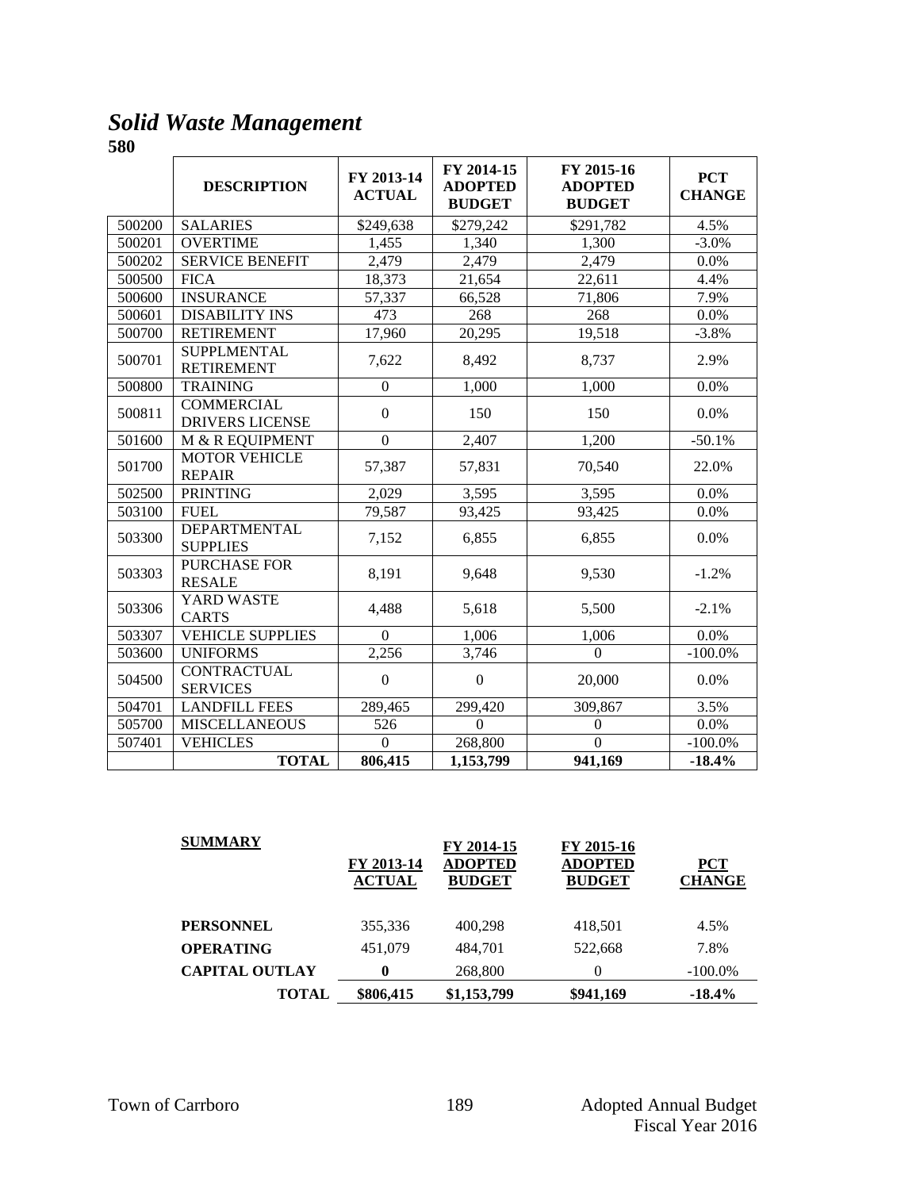# *Solid Waste Management*

**580**

| | DESCRIPTION | FY 2013-14 ACTUAL | FY 2014-15 ADOPTED BUDGET | FY 2015-16 ADOPTED BUDGET | PCT CHANGE |
|---|---|---|---|---|---|
| 500200 | SALARIES | $249,638 | $279,242 | $291,782 | 4.5% |
| 500201 | OVERTIME | 1,455 | 1,340 | 1,300 | -3.0% |
| 500202 | SERVICE BENEFIT | 2,479 | 2,479 | 2,479 | 0.0% |
| 500500 | FICA | 18,373 | 21,654 | 22,611 | 4.4% |
| 500600 | INSURANCE | 57,337 | 66,528 | 71,806 | 7.9% |
| 500601 | DISABILITY INS | 473 | 268 | 268 | 0.0% |
| 500700 | RETIREMENT | 17,960 | 20,295 | 19,518 | -3.8% |
| 500701 | SUPPLMENTAL RETIREMENT | 7,622 | 8,492 | 8,737 | 2.9% |
| 500800 | TRAINING | 0 | 1,000 | 1,000 | 0.0% |
| 500811 | COMMERCIAL DRIVERS LICENSE | 0 | 150 | 150 | 0.0% |
| 501600 | M & R EQUIPMENT | 0 | 2,407 | 1,200 | -50.1% |
| 501700 | MOTOR VEHICLE REPAIR | 57,387 | 57,831 | 70,540 | 22.0% |
| 502500 | PRINTING | 2,029 | 3,595 | 3,595 | 0.0% |
| 503100 | FUEL | 79,587 | 93,425 | 93,425 | 0.0% |
| 503300 | DEPARTMENTAL SUPPLIES | 7,152 | 6,855 | 6,855 | 0.0% |
| 503303 | PURCHASE FOR RESALE | 8,191 | 9,648 | 9,530 | -1.2% |
| 503306 | YARD WASTE CARTS | 4,488 | 5,618 | 5,500 | -2.1% |
| 503307 | VEHICLE SUPPLIES | 0 | 1,006 | 1,006 | 0.0% |
| 503600 | UNIFORMS | 2,256 | 3,746 | 0 | -100.0% |
| 504500 | CONTRACTUAL SERVICES | 0 | 0 | 20,000 | 0.0% |
| 504701 | LANDFILL FEES | 289,465 | 299,420 | 309,867 | 3.5% |
| 505700 | MISCELLANEOUS | 526 | 0 | 0 | 0.0% |
| 507401 | VEHICLES | 0 | 268,800 | 0 | -100.0% |
| | **TOTAL** | **806,415** | **1,153,799** | **941,169** | **-18.4%** |

| SUMMARY | FY 2013-14 ACTUAL | FY 2014-15 ADOPTED BUDGET | FY 2015-16 ADOPTED BUDGET | PCT CHANGE |
|---|---|---|---|---|
| **PERSONNEL** | 355,336 | 400,298 | 418,501 | 4.5% |
| **OPERATING** | 451,079 | 484,701 | 522,668 | 7.8% |
| **CAPITAL OUTLAY** | **0** | 268,800 | 0 | -100.0% |
| **TOTAL** | **\$806,415** | **\$1,153,799** | **\$941,169** | **-18.4%** |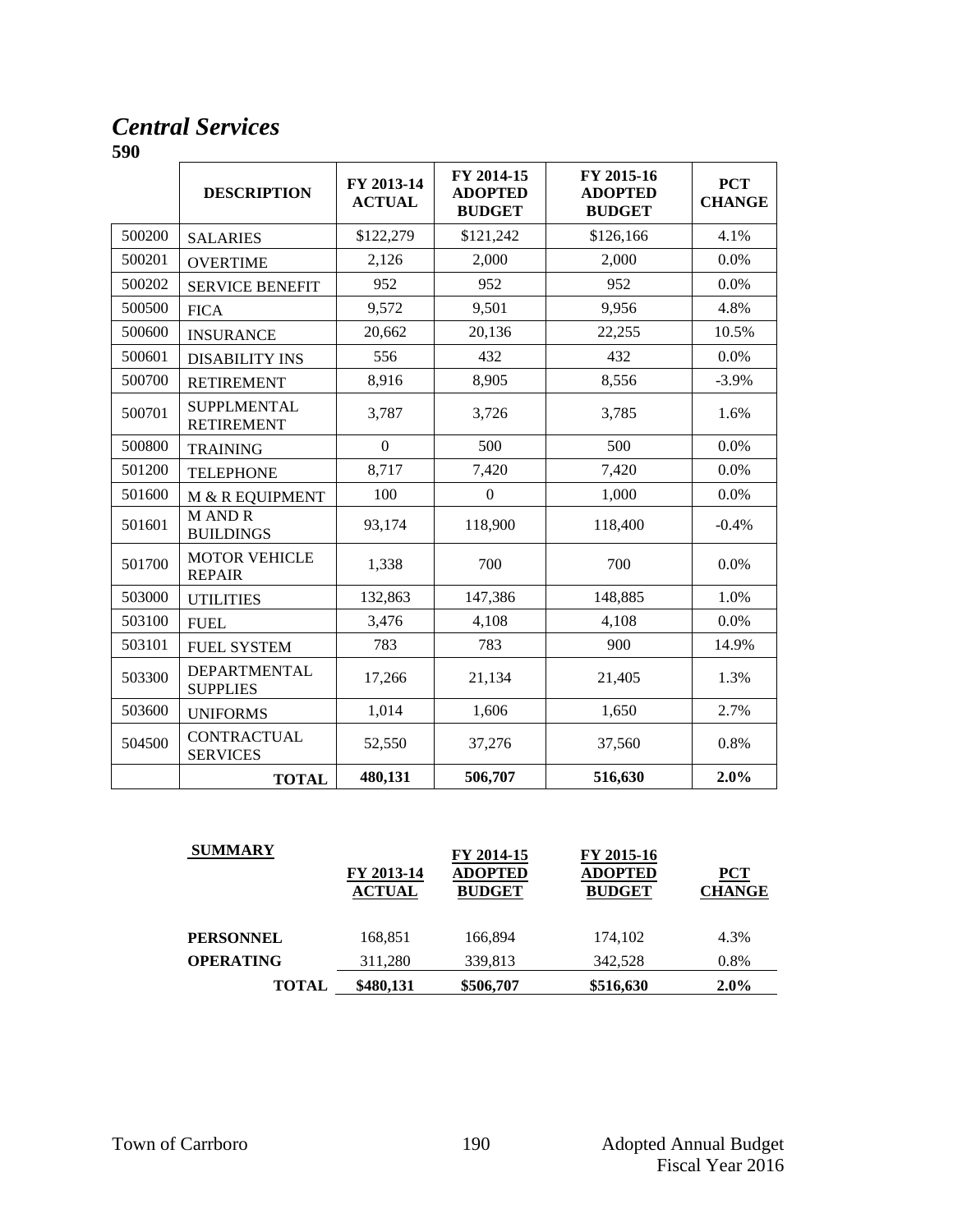## *Central Services*

**590**

| | DESCRIPTION | FY 2013-14 ACTUAL | FY 2014-15 ADOPTED BUDGET | FY 2015-16 ADOPTED BUDGET | PCT CHANGE |
|---|---|---|---|---|---|
| 500200 | SALARIES | $122,279 | $121,242 | $126,166 | 4.1% |
| 500201 | OVERTIME | 2,126 | 2,000 | 2,000 | 0.0% |
| 500202 | SERVICE BENEFIT | 952 | 952 | 952 | 0.0% |
| 500500 | FICA | 9,572 | 9,501 | 9,956 | 4.8% |
| 500600 | INSURANCE | 20,662 | 20,136 | 22,255 | 10.5% |
| 500601 | DISABILITY INS | 556 | 432 | 432 | 0.0% |
| 500700 | RETIREMENT | 8,916 | 8,905 | 8,556 | -3.9% |
| 500701 | SUPPLMENTAL RETIREMENT | 3,787 | 3,726 | 3,785 | 1.6% |
| 500800 | TRAINING | 0 | 500 | 500 | 0.0% |
| 501200 | TELEPHONE | 8,717 | 7,420 | 7,420 | 0.0% |
| 501600 | M & R EQUIPMENT | 100 | 0 | 1,000 | 0.0% |
| 501601 | M AND R BUILDINGS | 93,174 | 118,900 | 118,400 | -0.4% |
| 501700 | MOTOR VEHICLE REPAIR | 1,338 | 700 | 700 | 0.0% |
| 503000 | UTILITIES | 132,863 | 147,386 | 148,885 | 1.0% |
| 503100 | FUEL | 3,476 | 4,108 | 4,108 | 0.0% |
| 503101 | FUEL SYSTEM | 783 | 783 | 900 | 14.9% |
| 503300 | DEPARTMENTAL SUPPLIES | 17,266 | 21,134 | 21,405 | 1.3% |
| 503600 | UNIFORMS | 1,014 | 1,606 | 1,650 | 2.7% |
| 504500 | CONTRACTUAL SERVICES | 52,550 | 37,276 | 37,560 | 0.8% |
| | **TOTAL** | **480,131** | **506,707** | **516,630** | **2.0%** |

| SUMMARY | FY 2013-14 ACTUAL | FY 2014-15 ADOPTED BUDGET | FY 2015-16 ADOPTED BUDGET | PCT CHANGE |
|---|---|---|---|---|
| **PERSONNEL** | 168,851 | 166,894 | 174,102 | 4.3% |
| **OPERATING** | 311,280 | 339,813 | 342,528 | 0.8% |
| **TOTAL** | **$480,131** | **$506,707** | **$516,630** | **2.0%** |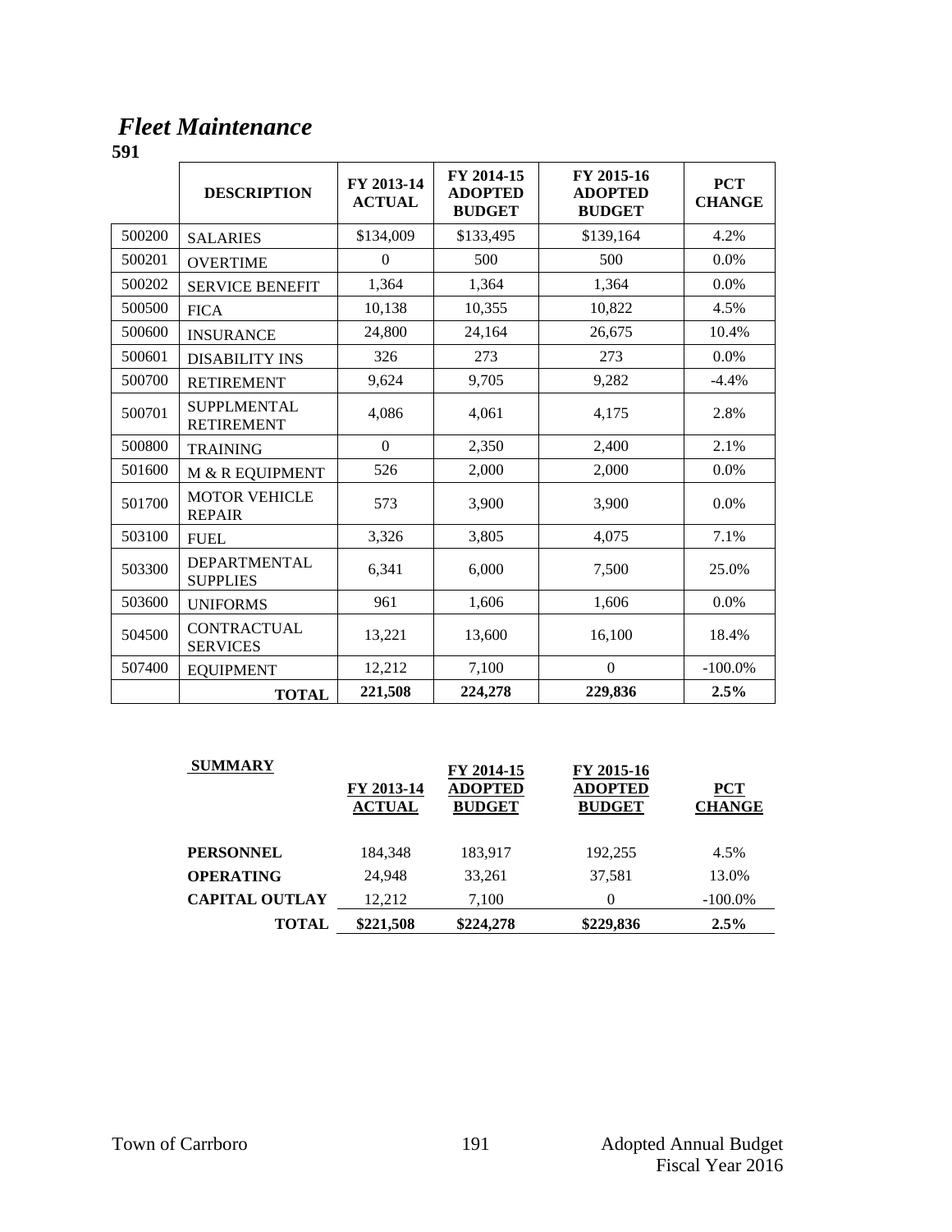# *Fleet Maintenance*

**591**

| | DESCRIPTION | FY 2013-14 ACTUAL | FY 2014-15 ADOPTED BUDGET | FY 2015-16 ADOPTED BUDGET | PCT CHANGE |
|---|---|---|---|---|---|
| 500200 | SALARIES | $134,009 | $133,495 | $139,164 | 4.2% |
| 500201 | OVERTIME | 0 | 500 | 500 | 0.0% |
| 500202 | SERVICE BENEFIT | 1,364 | 1,364 | 1,364 | 0.0% |
| 500500 | FICA | 10,138 | 10,355 | 10,822 | 4.5% |
| 500600 | INSURANCE | 24,800 | 24,164 | 26,675 | 10.4% |
| 500601 | DISABILITY INS | 326 | 273 | 273 | 0.0% |
| 500700 | RETIREMENT | 9,624 | 9,705 | 9,282 | -4.4% |
| 500701 | SUPPLMENTAL RETIREMENT | 4,086 | 4,061 | 4,175 | 2.8% |
| 500800 | TRAINING | 0 | 2,350 | 2,400 | 2.1% |
| 501600 | M & R EQUIPMENT | 526 | 2,000 | 2,000 | 0.0% |
| 501700 | MOTOR VEHICLE REPAIR | 573 | 3,900 | 3,900 | 0.0% |
| 503100 | FUEL | 3,326 | 3,805 | 4,075 | 7.1% |
| 503300 | DEPARTMENTAL SUPPLIES | 6,341 | 6,000 | 7,500 | 25.0% |
| 503600 | UNIFORMS | 961 | 1,606 | 1,606 | 0.0% |
| 504500 | CONTRACTUAL SERVICES | 13,221 | 13,600 | 16,100 | 18.4% |
| 507400 | EQUIPMENT | 12,212 | 7,100 | 0 | -100.0% |
| | **TOTAL** | **221,508** | **224,278** | **229,836** | **2.5%** |

| **SUMMARY** | FY 2013-14 ACTUAL | FY 2014-15 ADOPTED BUDGET | FY 2015-16 ADOPTED BUDGET | PCT CHANGE |
|---|---|---|---|---|
| **PERSONNEL** | 184,348 | 183,917 | 192,255 | 4.5% |
| **OPERATING** | 24,948 | 33,261 | 37,581 | 13.0% |
| **CAPITAL OUTLAY** | 12,212 | 7,100 | 0 | -100.0% |
| **TOTAL** | **$221,508** | **$224,278** | **$229,836** | **2.5%** |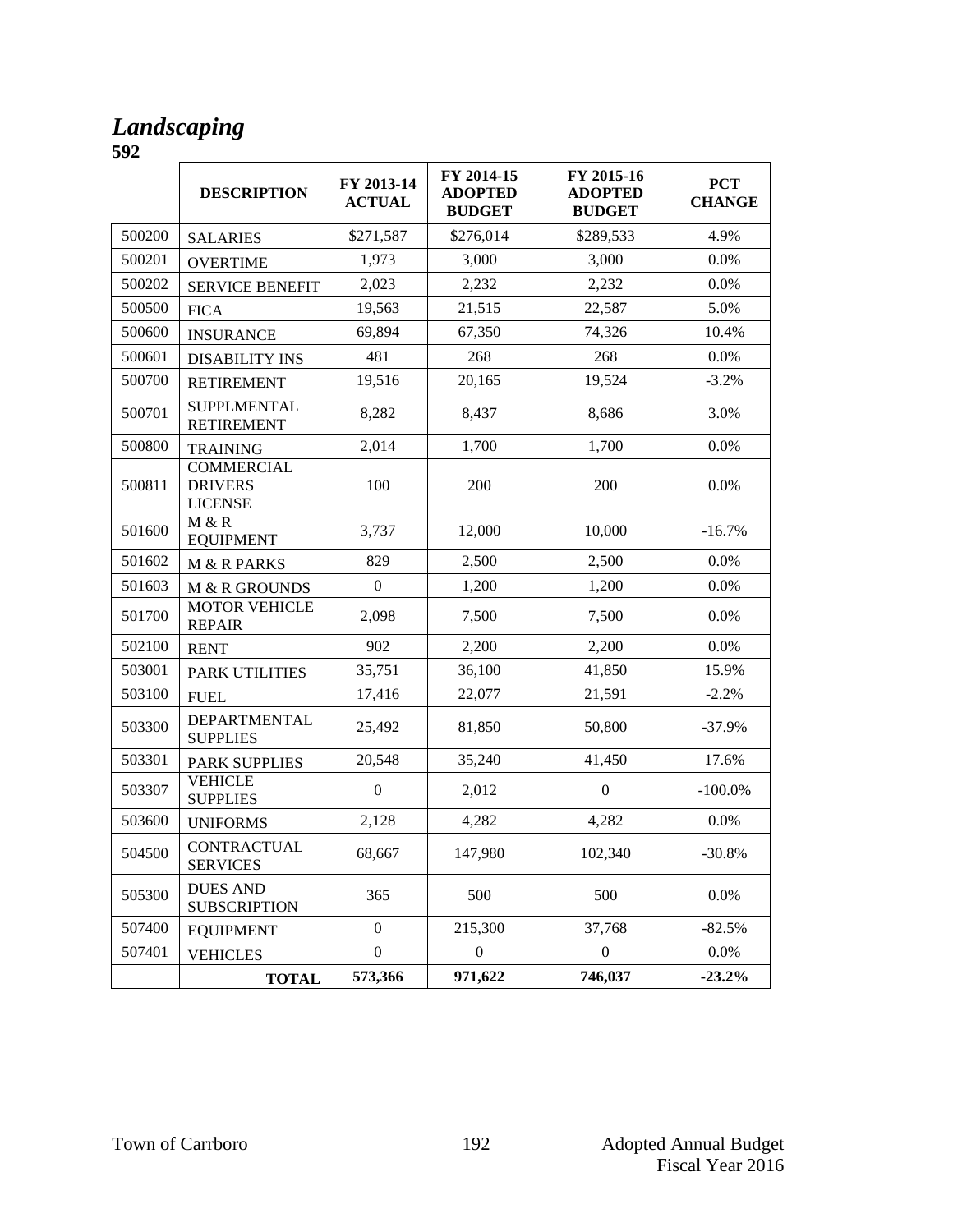# *Landscaping*

**592**

| | DESCRIPTION | FY 2013-14 ACTUAL | FY 2014-15 ADOPTED BUDGET | FY 2015-16 ADOPTED BUDGET | PCT CHANGE |
|---|---|---|---|---|---|
| 500200 | SALARIES | $271,587 | $276,014 | $289,533 | 4.9% |
| 500201 | OVERTIME | 1,973 | 3,000 | 3,000 | 0.0% |
| 500202 | SERVICE BENEFIT | 2,023 | 2,232 | 2,232 | 0.0% |
| 500500 | FICA | 19,563 | 21,515 | 22,587 | 5.0% |
| 500600 | INSURANCE | 69,894 | 67,350 | 74,326 | 10.4% |
| 500601 | DISABILITY INS | 481 | 268 | 268 | 0.0% |
| 500700 | RETIREMENT | 19,516 | 20,165 | 19,524 | -3.2% |
| 500701 | SUPPLMENTAL RETIREMENT | 8,282 | 8,437 | 8,686 | 3.0% |
| 500800 | TRAINING | 2,014 | 1,700 | 1,700 | 0.0% |
| 500811 | COMMERCIAL DRIVERS LICENSE | 100 | 200 | 200 | 0.0% |
| 501600 | M & R EQUIPMENT | 3,737 | 12,000 | 10,000 | -16.7% |
| 501602 | M & R PARKS | 829 | 2,500 | 2,500 | 0.0% |
| 501603 | M & R GROUNDS | 0 | 1,200 | 1,200 | 0.0% |
| 501700 | MOTOR VEHICLE REPAIR | 2,098 | 7,500 | 7,500 | 0.0% |
| 502100 | RENT | 902 | 2,200 | 2,200 | 0.0% |
| 503001 | PARK UTILITIES | 35,751 | 36,100 | 41,850 | 15.9% |
| 503100 | FUEL | 17,416 | 22,077 | 21,591 | -2.2% |
| 503300 | DEPARTMENTAL SUPPLIES | 25,492 | 81,850 | 50,800 | -37.9% |
| 503301 | PARK SUPPLIES | 20,548 | 35,240 | 41,450 | 17.6% |
| 503307 | VEHICLE SUPPLIES | 0 | 2,012 | 0 | -100.0% |
| 503600 | UNIFORMS | 2,128 | 4,282 | 4,282 | 0.0% |
| 504500 | CONTRACTUAL SERVICES | 68,667 | 147,980 | 102,340 | -30.8% |
| 505300 | DUES AND SUBSCRIPTION | 365 | 500 | 500 | 0.0% |
| 507400 | EQUIPMENT | 0 | 215,300 | 37,768 | -82.5% |
| 507401 | VEHICLES | 0 | 0 | 0 | 0.0% |
| | **TOTAL** | **573,366** | **971,622** | **746,037** | **-23.2%** |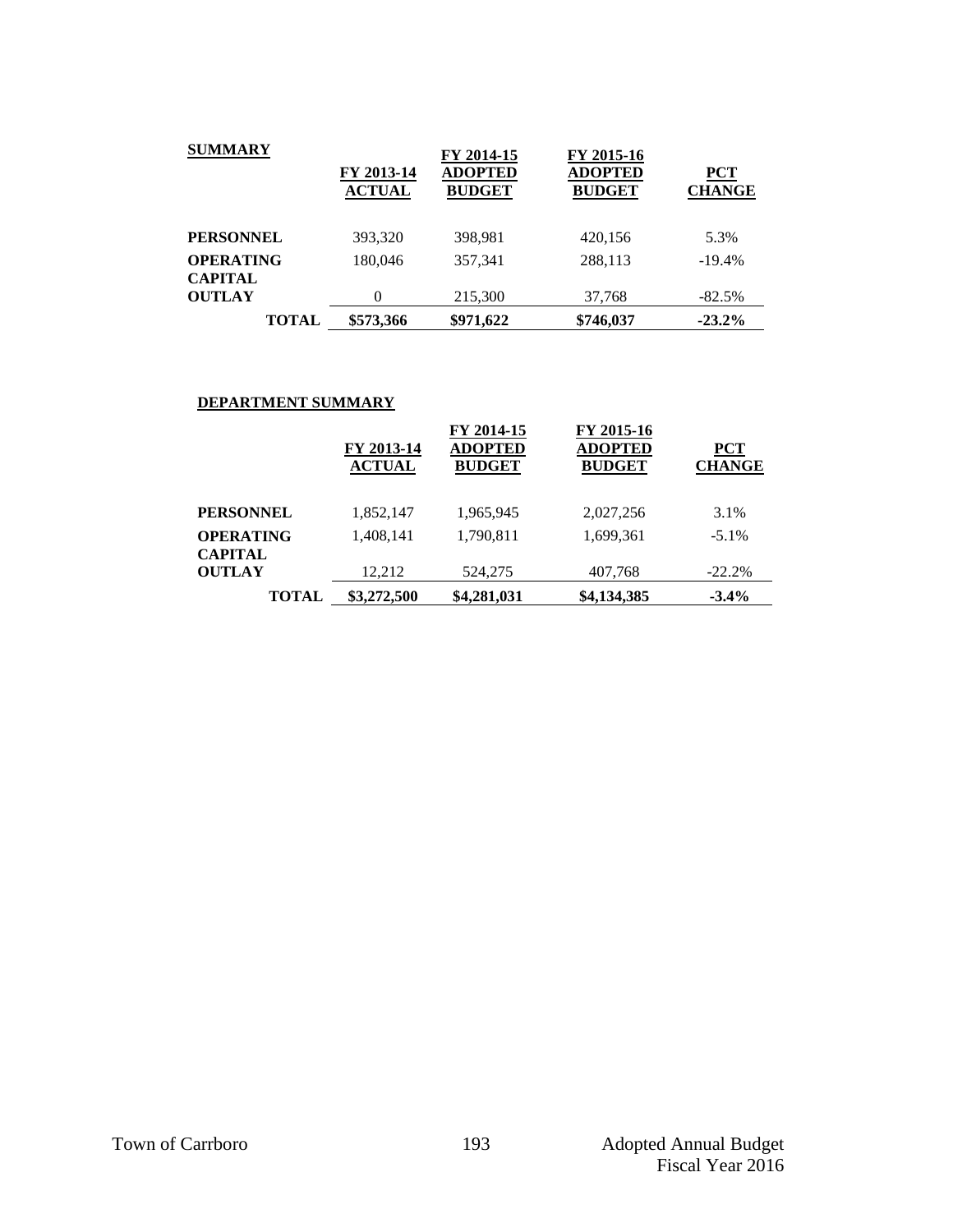**SUMMARY**

| | FY 2013-14 ACTUAL | FY 2014-15 ADOPTED BUDGET | FY 2015-16 ADOPTED BUDGET | PCT CHANGE |
|---|---|---|---|---|
| **PERSONNEL** | 393,320 | 398,981 | 420,156 | 5.3% |
| **OPERATING** | 180,046 | 357,341 | 288,113 | -19.4% |
| **CAPITAL OUTLAY** | 0 | 215,300 | 37,768 | -82.5% |
| **TOTAL** | **$573,366** | **$971,622** | **$746,037** | **-23.2%** |

**DEPARTMENT SUMMARY**

| | FY 2013-14 ACTUAL | FY 2014-15 ADOPTED BUDGET | FY 2015-16 ADOPTED BUDGET | PCT CHANGE |
|---|---|---|---|---|
| **PERSONNEL** | 1,852,147 | 1,965,945 | 2,027,256 | 3.1% |
| **OPERATING** | 1,408,141 | 1,790,811 | 1,699,361 | -5.1% |
| **CAPITAL OUTLAY** | 12,212 | 524,275 | 407,768 | -22.2% |
| **TOTAL** | **$3,272,500** | **$4,281,031** | **$4,134,385** | **-3.4%** |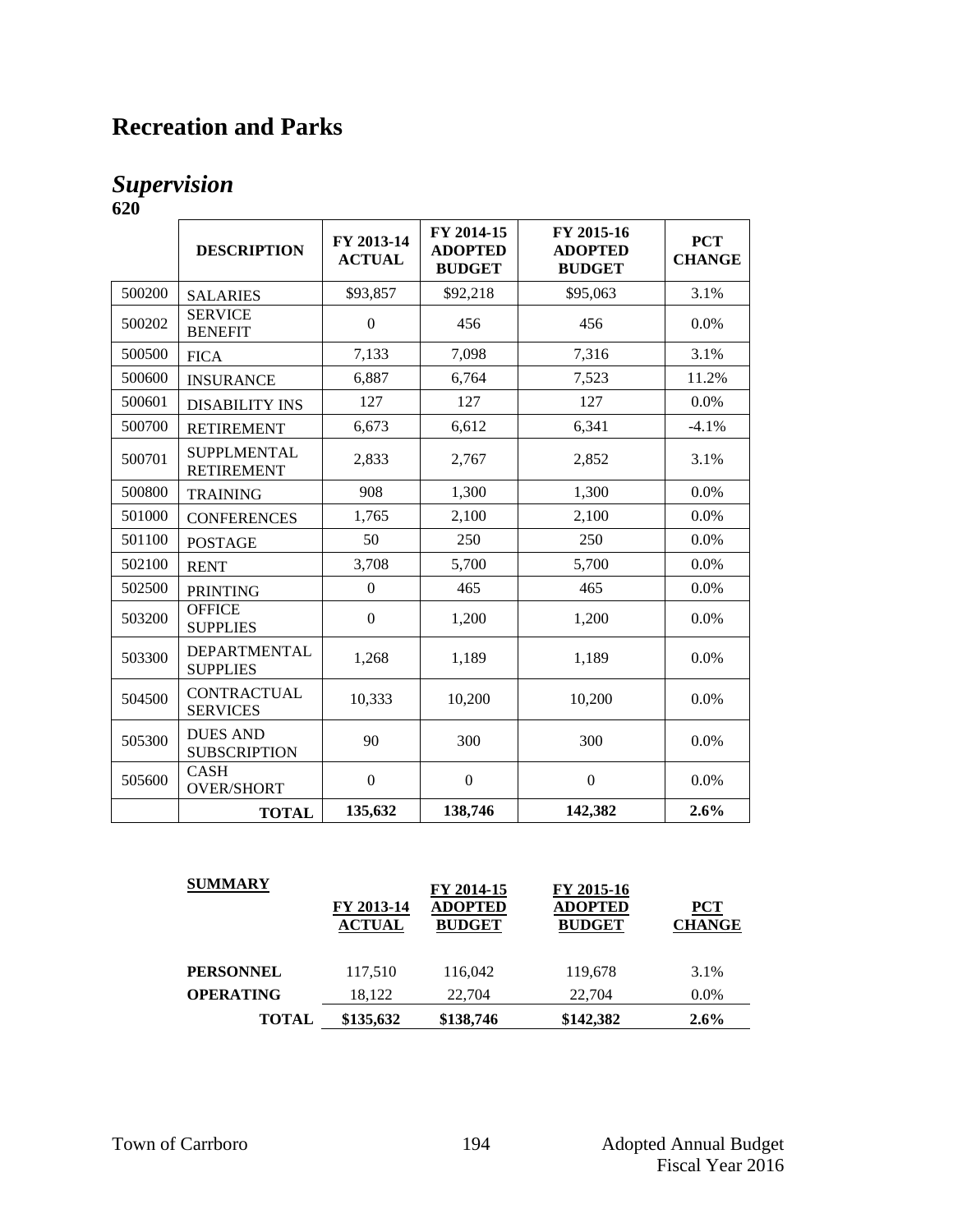# Recreation and Parks

## *Supervision*

**620**

| | DESCRIPTION | FY 2013-14 ACTUAL | FY 2014-15 ADOPTED BUDGET | FY 2015-16 ADOPTED BUDGET | PCT CHANGE |
|---|---|---|---|---|---|
| 500200 | SALARIES | $93,857 | $92,218 | $95,063 | 3.1% |
| 500202 | SERVICE BENEFIT | 0 | 456 | 456 | 0.0% |
| 500500 | FICA | 7,133 | 7,098 | 7,316 | 3.1% |
| 500600 | INSURANCE | 6,887 | 6,764 | 7,523 | 11.2% |
| 500601 | DISABILITY INS | 127 | 127 | 127 | 0.0% |
| 500700 | RETIREMENT | 6,673 | 6,612 | 6,341 | -4.1% |
| 500701 | SUPPLMENTAL RETIREMENT | 2,833 | 2,767 | 2,852 | 3.1% |
| 500800 | TRAINING | 908 | 1,300 | 1,300 | 0.0% |
| 501000 | CONFERENCES | 1,765 | 2,100 | 2,100 | 0.0% |
| 501100 | POSTAGE | 50 | 250 | 250 | 0.0% |
| 502100 | RENT | 3,708 | 5,700 | 5,700 | 0.0% |
| 502500 | PRINTING | 0 | 465 | 465 | 0.0% |
| 503200 | OFFICE SUPPLIES | 0 | 1,200 | 1,200 | 0.0% |
| 503300 | DEPARTMENTAL SUPPLIES | 1,268 | 1,189 | 1,189 | 0.0% |
| 504500 | CONTRACTUAL SERVICES | 10,333 | 10,200 | 10,200 | 0.0% |
| 505300 | DUES AND SUBSCRIPTION | 90 | 300 | 300 | 0.0% |
| 505600 | CASH OVER/SHORT | 0 | 0 | 0 | 0.0% |
| | **TOTAL** | **135,632** | **138,746** | **142,382** | **2.6%** |

| SUMMARY | FY 2013-14 ACTUAL | FY 2014-15 ADOPTED BUDGET | FY 2015-16 ADOPTED BUDGET | PCT CHANGE |
|---|---|---|---|---|
| **PERSONNEL** | 117,510 | 116,042 | 119,678 | 3.1% |
| **OPERATING** | 18,122 | 22,704 | 22,704 | 0.0% |
| **TOTAL** | **$135,632** | **$138,746** | **$142,382** | **2.6%** |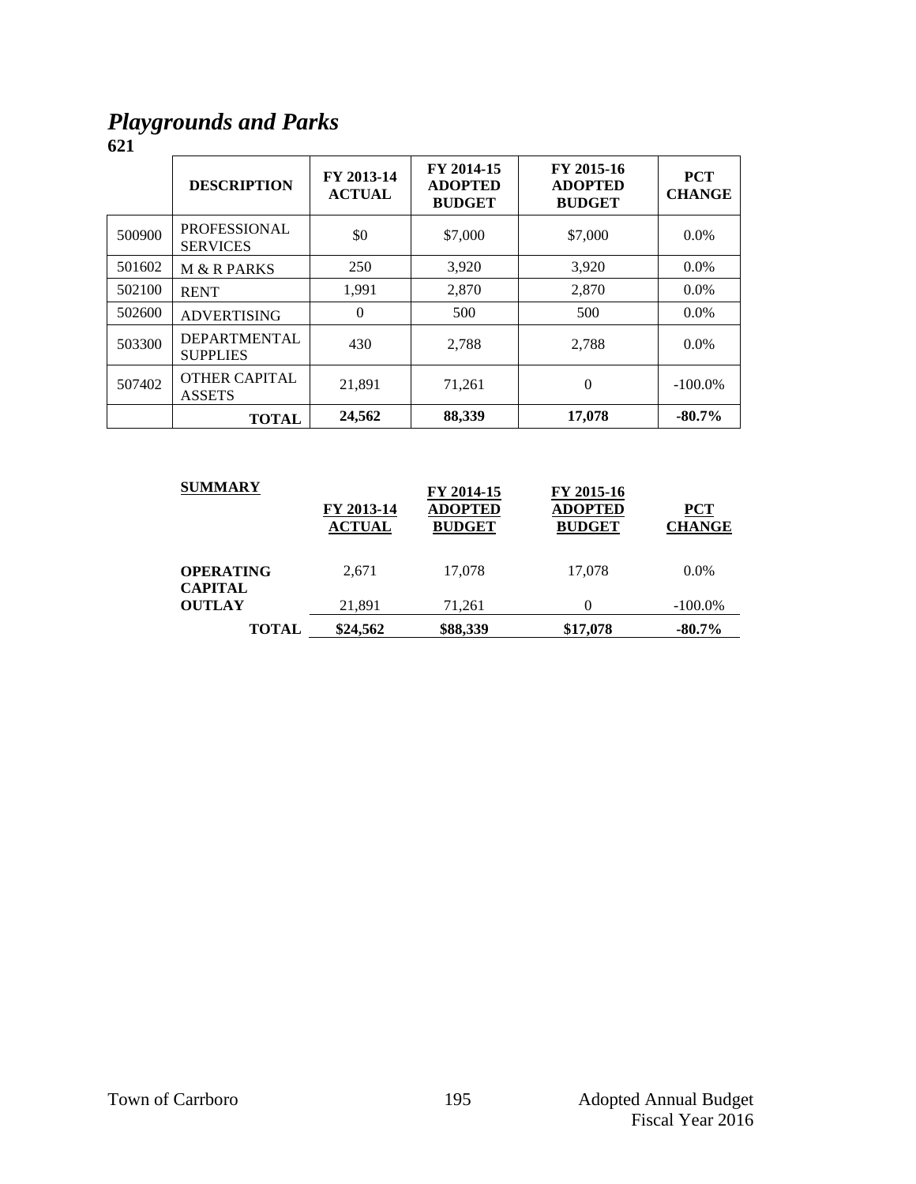## *Playgrounds and Parks*

**621**

| | DESCRIPTION | FY 2013-14 ACTUAL | FY 2014-15 ADOPTED BUDGET | FY 2015-16 ADOPTED BUDGET | PCT CHANGE |
|---|---|---|---|---|---|
| 500900 | PROFESSIONAL SERVICES | $0 | $7,000 | $7,000 | 0.0% |
| 501602 | M & R PARKS | 250 | 3,920 | 3,920 | 0.0% |
| 502100 | RENT | 1,991 | 2,870 | 2,870 | 0.0% |
| 502600 | ADVERTISING | 0 | 500 | 500 | 0.0% |
| 503300 | DEPARTMENTAL SUPPLIES | 430 | 2,788 | 2,788 | 0.0% |
| 507402 | OTHER CAPITAL ASSETS | 21,891 | 71,261 | 0 | -100.0% |
| | **TOTAL** | **24,562** | **88,339** | **17,078** | **-80.7%** |

| SUMMARY | FY 2013-14 ACTUAL | FY 2014-15 ADOPTED BUDGET | FY 2015-16 ADOPTED BUDGET | PCT CHANGE |
|---|---|---|---|---|
| **OPERATING** | 2,671 | 17,078 | 17,078 | 0.0% |
| **CAPITAL OUTLAY** | 21,891 | 71,261 | 0 | -100.0% |
| **TOTAL** | **$24,562** | **$88,339** | **$17,078** | **-80.7%** |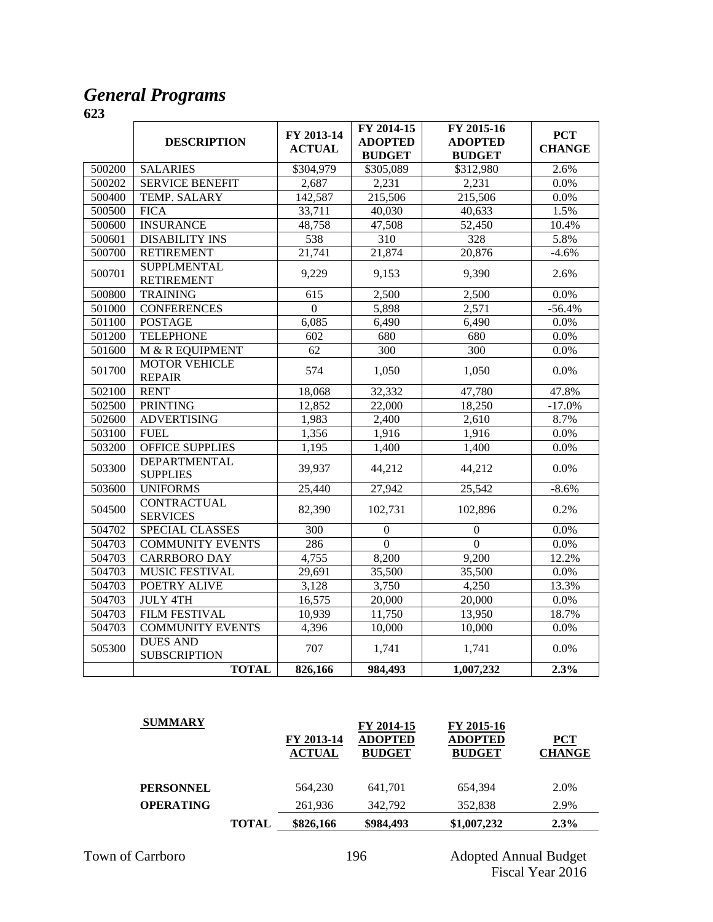# *General Programs*

**623**

| | DESCRIPTION | FY 2013-14 ACTUAL | FY 2014-15 ADOPTED BUDGET | FY 2015-16 ADOPTED BUDGET | PCT CHANGE |
|---|---|---|---|---|---|
| 500200 | SALARIES | $304,979 | $305,089 | $312,980 | 2.6% |
| 500202 | SERVICE BENEFIT | 2,687 | 2,231 | 2,231 | 0.0% |
| 500400 | TEMP. SALARY | 142,587 | 215,506 | 215,506 | 0.0% |
| 500500 | FICA | 33,711 | 40,030 | 40,633 | 1.5% |
| 500600 | INSURANCE | 48,758 | 47,508 | 52,450 | 10.4% |
| 500601 | DISABILITY INS | 538 | 310 | 328 | 5.8% |
| 500700 | RETIREMENT | 21,741 | 21,874 | 20,876 | -4.6% |
| 500701 | SUPPLMENTAL RETIREMENT | 9,229 | 9,153 | 9,390 | 2.6% |
| 500800 | TRAINING | 615 | 2,500 | 2,500 | 0.0% |
| 501000 | CONFERENCES | 0 | 5,898 | 2,571 | -56.4% |
| 501100 | POSTAGE | 6,085 | 6,490 | 6,490 | 0.0% |
| 501200 | TELEPHONE | 602 | 680 | 680 | 0.0% |
| 501600 | M & R EQUIPMENT | 62 | 300 | 300 | 0.0% |
| 501700 | MOTOR VEHICLE REPAIR | 574 | 1,050 | 1,050 | 0.0% |
| 502100 | RENT | 18,068 | 32,332 | 47,780 | 47.8% |
| 502500 | PRINTING | 12,852 | 22,000 | 18,250 | -17.0% |
| 502600 | ADVERTISING | 1,983 | 2,400 | 2,610 | 8.7% |
| 503100 | FUEL | 1,356 | 1,916 | 1,916 | 0.0% |
| 503200 | OFFICE SUPPLIES | 1,195 | 1,400 | 1,400 | 0.0% |
| 503300 | DEPARTMENTAL SUPPLIES | 39,937 | 44,212 | 44,212 | 0.0% |
| 503600 | UNIFORMS | 25,440 | 27,942 | 25,542 | -8.6% |
| 504500 | CONTRACTUAL SERVICES | 82,390 | 102,731 | 102,896 | 0.2% |
| 504702 | SPECIAL CLASSES | 300 | 0 | 0 | 0.0% |
| 504703 | COMMUNITY EVENTS | 286 | 0 | 0 | 0.0% |
| 504703 | CARRBORO DAY | 4,755 | 8,200 | 9,200 | 12.2% |
| 504703 | MUSIC FESTIVAL | 29,691 | 35,500 | 35,500 | 0.0% |
| 504703 | POETRY ALIVE | 3,128 | 3,750 | 4,250 | 13.3% |
| 504703 | JULY 4TH | 16,575 | 20,000 | 20,000 | 0.0% |
| 504703 | FILM FESTIVAL | 10,939 | 11,750 | 13,950 | 18.7% |
| 504703 | COMMUNITY EVENTS | 4,396 | 10,000 | 10,000 | 0.0% |
| 505300 | DUES AND SUBSCRIPTION | 707 | 1,741 | 1,741 | 0.0% |
| | **TOTAL** | **826,166** | **984,493** | **1,007,232** | **2.3%** |

| SUMMARY | | FY 2013-14 ACTUAL | FY 2014-15 ADOPTED BUDGET | FY 2015-16 ADOPTED BUDGET | PCT CHANGE |
|---|---|---|---|---|---|
| **PERSONNEL** | | 564,230 | 641,701 | 654,394 | 2.0% |
| **OPERATING** | | 261,936 | 342,792 | 352,838 | 2.9% |
| | **TOTAL** | **$826,166** | **$984,493** | **$1,007,232** | **2.3%** |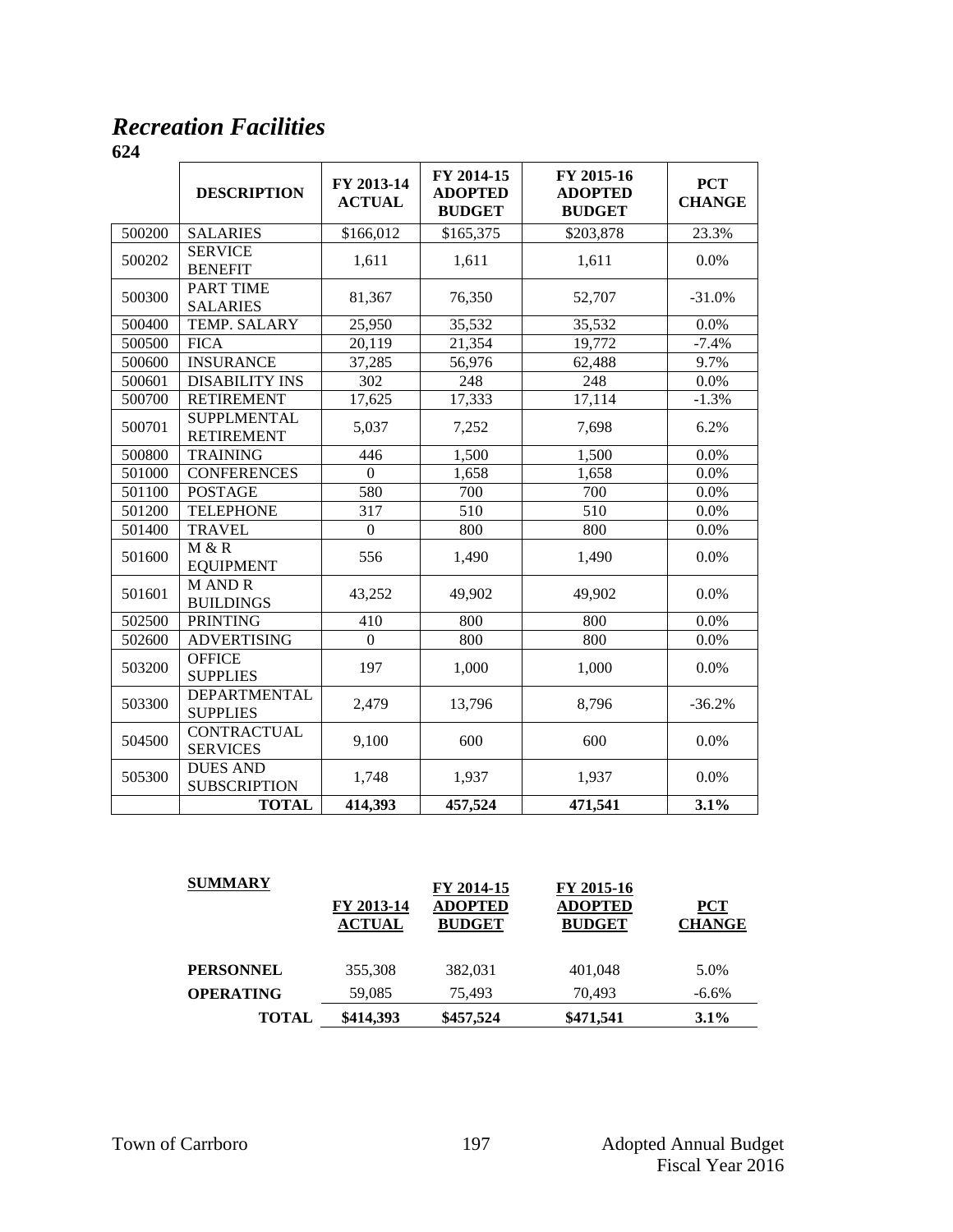# *Recreation Facilities*

**624**

| | DESCRIPTION | FY 2013-14 ACTUAL | FY 2014-15 ADOPTED BUDGET | FY 2015-16 ADOPTED BUDGET | PCT CHANGE |
|---|---|---|---|---|---|
| 500200 | SALARIES | $166,012 | $165,375 | $203,878 | 23.3% |
| 500202 | SERVICE BENEFIT | 1,611 | 1,611 | 1,611 | 0.0% |
| 500300 | PART TIME SALARIES | 81,367 | 76,350 | 52,707 | -31.0% |
| 500400 | TEMP. SALARY | 25,950 | 35,532 | 35,532 | 0.0% |
| 500500 | FICA | 20,119 | 21,354 | 19,772 | -7.4% |
| 500600 | INSURANCE | 37,285 | 56,976 | 62,488 | 9.7% |
| 500601 | DISABILITY INS | 302 | 248 | 248 | 0.0% |
| 500700 | RETIREMENT | 17,625 | 17,333 | 17,114 | -1.3% |
| 500701 | SUPPLMENTAL RETIREMENT | 5,037 | 7,252 | 7,698 | 6.2% |
| 500800 | TRAINING | 446 | 1,500 | 1,500 | 0.0% |
| 501000 | CONFERENCES | 0 | 1,658 | 1,658 | 0.0% |
| 501100 | POSTAGE | 580 | 700 | 700 | 0.0% |
| 501200 | TELEPHONE | 317 | 510 | 510 | 0.0% |
| 501400 | TRAVEL | 0 | 800 | 800 | 0.0% |
| 501600 | M & R EQUIPMENT | 556 | 1,490 | 1,490 | 0.0% |
| 501601 | M AND R BUILDINGS | 43,252 | 49,902 | 49,902 | 0.0% |
| 502500 | PRINTING | 410 | 800 | 800 | 0.0% |
| 502600 | ADVERTISING | 0 | 800 | 800 | 0.0% |
| 503200 | OFFICE SUPPLIES | 197 | 1,000 | 1,000 | 0.0% |
| 503300 | DEPARTMENTAL SUPPLIES | 2,479 | 13,796 | 8,796 | -36.2% |
| 504500 | CONTRACTUAL SERVICES | 9,100 | 600 | 600 | 0.0% |
| 505300 | DUES AND SUBSCRIPTION | 1,748 | 1,937 | 1,937 | 0.0% |
| | **TOTAL** | **414,393** | **457,524** | **471,541** | **3.1%** |

| **SUMMARY** | **FY 2013-14 ACTUAL** | **FY 2014-15 ADOPTED BUDGET** | **FY 2015-16 ADOPTED BUDGET** | **PCT CHANGE** |
|---|---|---|---|---|
| **PERSONNEL** | 355,308 | 382,031 | 401,048 | 5.0% |
| **OPERATING** | 59,085 | 75,493 | 70,493 | -6.6% |
| **TOTAL** | **$414,393** | **$457,524** | **$471,541** | **3.1%** |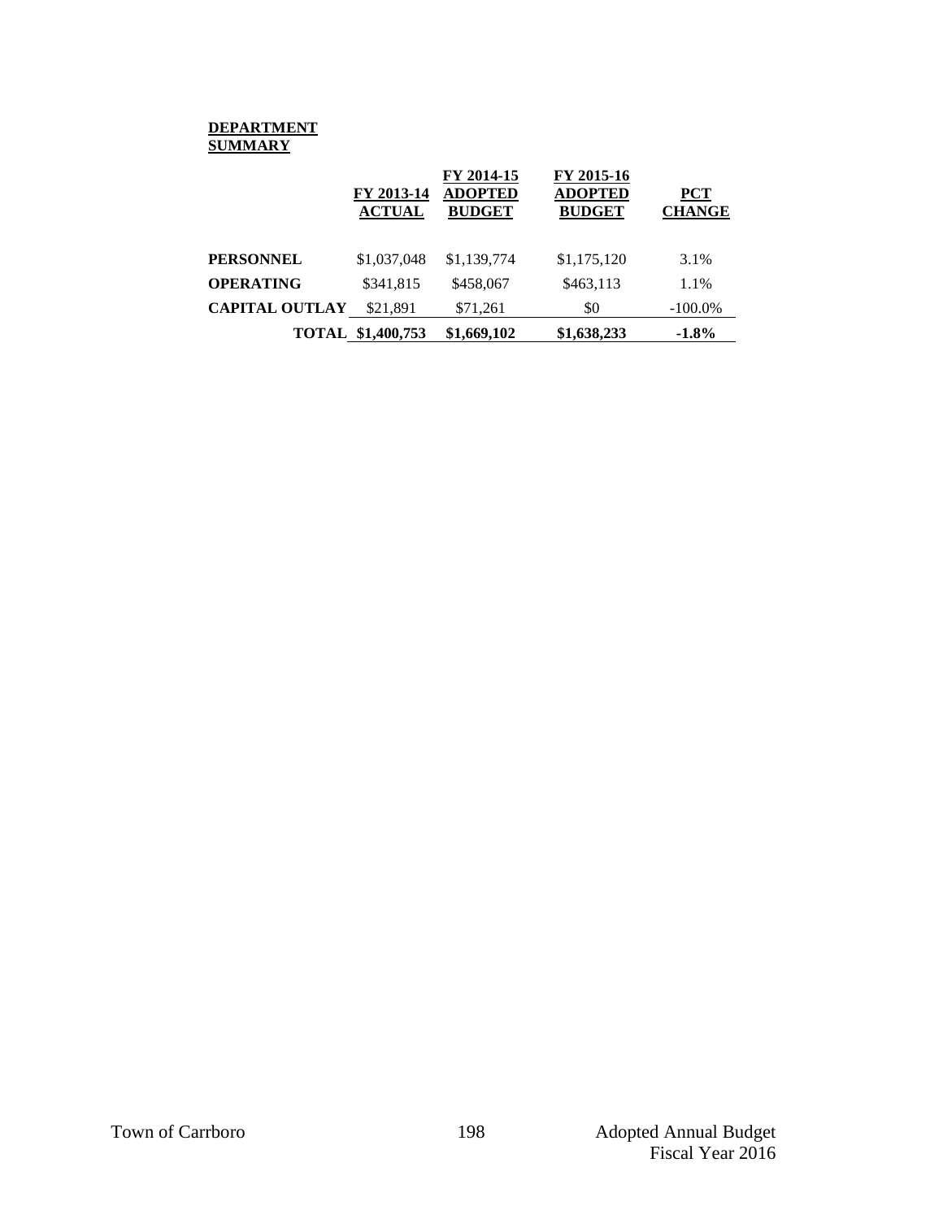**DEPARTMENT SUMMARY**

| | FY 2013-14 ACTUAL | FY 2014-15 ADOPTED BUDGET | FY 2015-16 ADOPTED BUDGET | PCT CHANGE |
|---|---|---|---|---|
| **PERSONNEL** | $1,037,048 | $1,139,774 | $1,175,120 | 3.1% |
| **OPERATING** | $341,815 | $458,067 | $463,113 | 1.1% |
| **CAPITAL OUTLAY** | $21,891 | $71,261 | $0 | -100.0% |
| **TOTAL** | **$1,400,753** | **$1,669,102** | **$1,638,233** | **-1.8%** |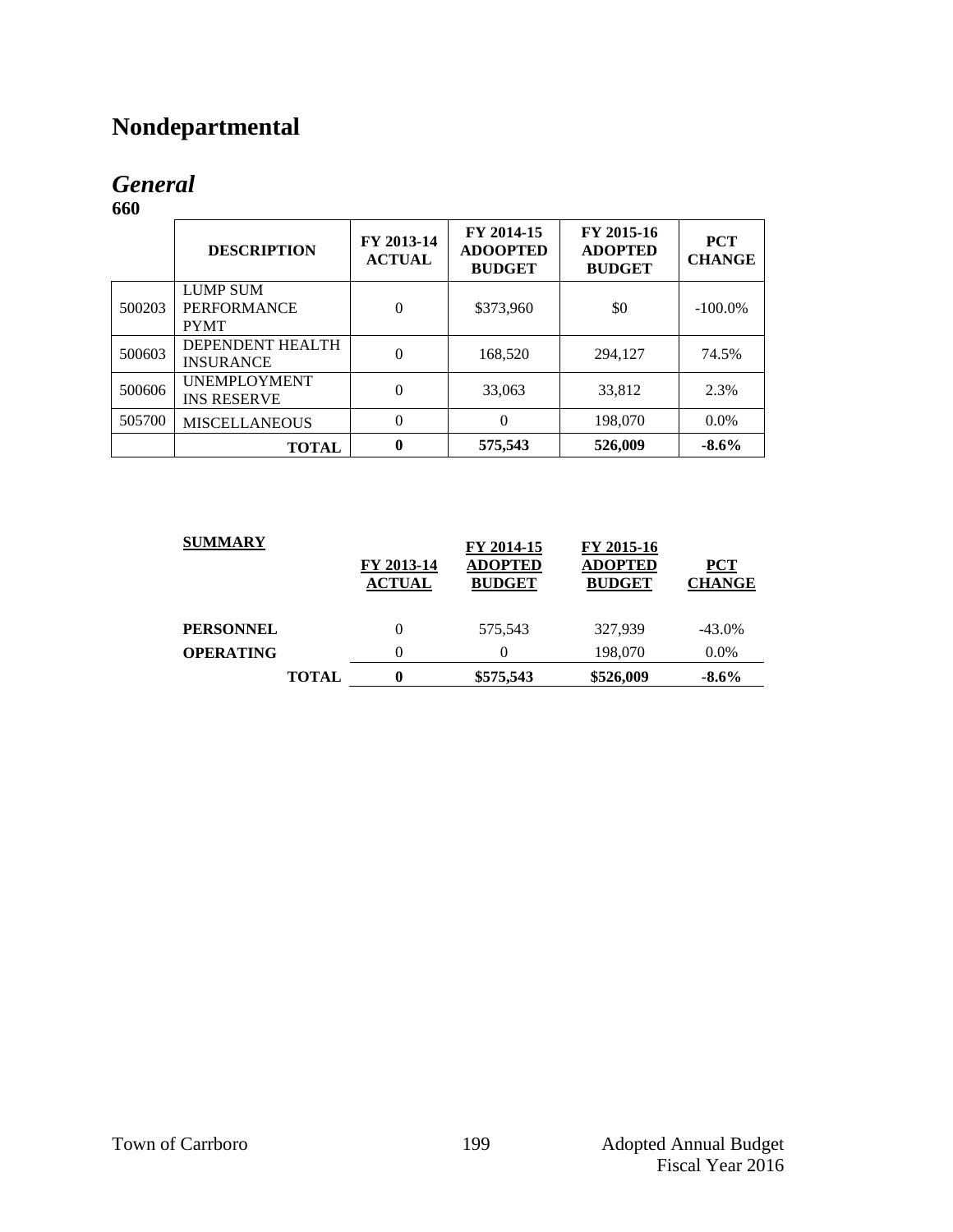# Nondepartmental

## *General*

**660**

| | DESCRIPTION | FY 2013-14 ACTUAL | FY 2014-15 ADOOPTED BUDGET | FY 2015-16 ADOPTED BUDGET | PCT CHANGE |
|---|---|---|---|---|---|
| 500203 | LUMP SUM PERFORMANCE PYMT | 0 | $373,960 | $0 | -100.0% |
| 500603 | DEPENDENT HEALTH INSURANCE | 0 | 168,520 | 294,127 | 74.5% |
| 500606 | UNEMPLOYMENT INS RESERVE | 0 | 33,063 | 33,812 | 2.3% |
| 505700 | MISCELLANEOUS | 0 | 0 | 198,070 | 0.0% |
| | **TOTAL** | **0** | **575,543** | **526,009** | **-8.6%** |

| SUMMARY | FY 2013-14 ACTUAL | FY 2014-15 ADOPTED BUDGET | FY 2015-16 ADOPTED BUDGET | PCT CHANGE |
|---|---|---|---|---|
| **PERSONNEL** | 0 | 575,543 | 327,939 | -43.0% |
| **OPERATING** | 0 | 0 | 198,070 | 0.0% |
| **TOTAL** | **0** | **$575,543** | **$526,009** | **-8.6%** |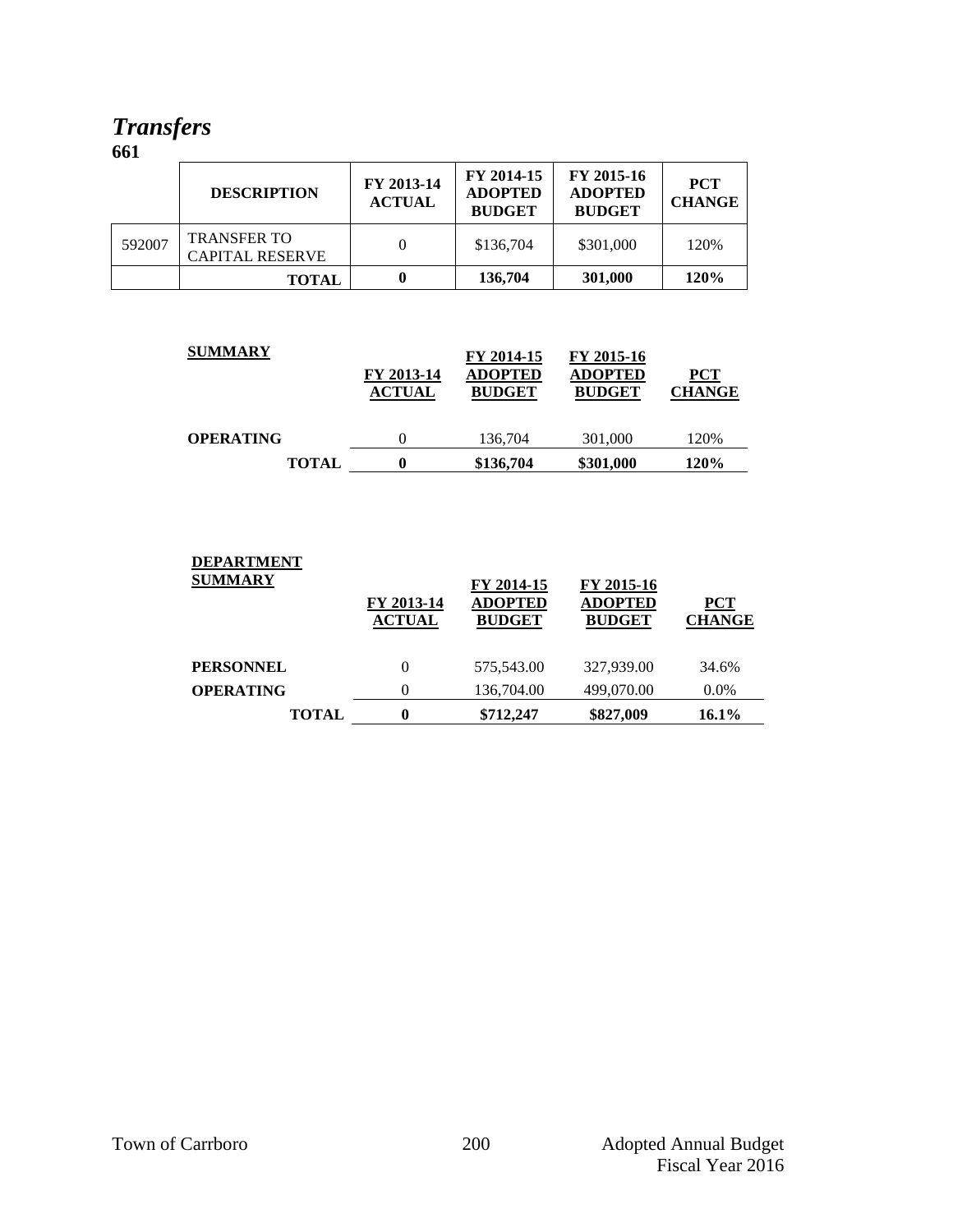# *Transfers*

**661**

| | DESCRIPTION | FY 2013-14 ACTUAL | FY 2014-15 ADOPTED BUDGET | FY 2015-16 ADOPTED BUDGET | PCT CHANGE |
|---|---|---|---|---|---|
| 592007 | TRANSFER TO CAPITAL RESERVE | 0 | $136,704 | $301,000 | 120% |
| | **TOTAL** | **0** | **136,704** | **301,000** | **120%** |

| SUMMARY | FY 2013-14 ACTUAL | FY 2014-15 ADOPTED BUDGET | FY 2015-16 ADOPTED BUDGET | PCT CHANGE |
|---|---|---|---|---|
| **OPERATING** | 0 | 136,704 | 301,000 | 120% |
| **TOTAL** | **0** | **$136,704** | **$301,000** | **120%** |

| DEPARTMENT SUMMARY | FY 2013-14 ACTUAL | FY 2014-15 ADOPTED BUDGET | FY 2015-16 ADOPTED BUDGET | PCT CHANGE |
|---|---|---|---|---|
| **PERSONNEL** | 0 | 575,543.00 | 327,939.00 | 34.6% |
| **OPERATING** | 0 | 136,704.00 | 499,070.00 | 0.0% |
| **TOTAL** | **0** | **$712,247** | **$827,009** | **16.1%** |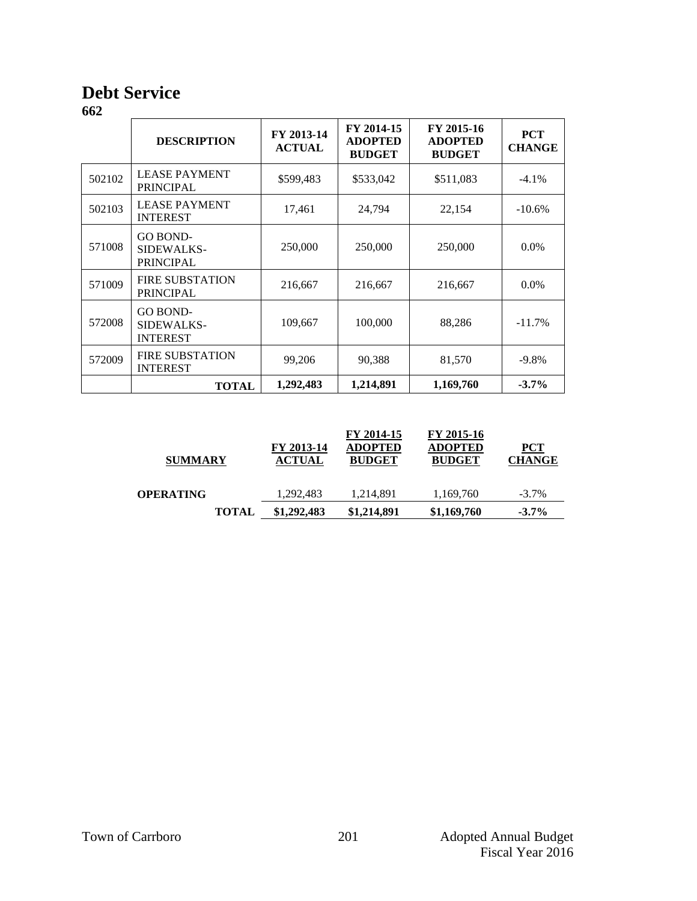# Debt Service

**662**

| | DESCRIPTION | FY 2013-14 ACTUAL | FY 2014-15 ADOPTED BUDGET | FY 2015-16 ADOPTED BUDGET | PCT CHANGE |
|---|---|---|---|---|---|
| 502102 | LEASE PAYMENT PRINCIPAL | $599,483 | $533,042 | $511,083 | -4.1% |
| 502103 | LEASE PAYMENT INTEREST | 17,461 | 24,794 | 22,154 | -10.6% |
| 571008 | GO BOND-SIDEWALKS-PRINCIPAL | 250,000 | 250,000 | 250,000 | 0.0% |
| 571009 | FIRE SUBSTATION PRINCIPAL | 216,667 | 216,667 | 216,667 | 0.0% |
| 572008 | GO BOND-SIDEWALKS-INTEREST | 109,667 | 100,000 | 88,286 | -11.7% |
| 572009 | FIRE SUBSTATION INTEREST | 99,206 | 90,388 | 81,570 | -9.8% |
| | **TOTAL** | **1,292,483** | **1,214,891** | **1,169,760** | **-3.7%** |

| SUMMARY | FY 2013-14 ACTUAL | FY 2014-15 ADOPTED BUDGET | FY 2015-16 ADOPTED BUDGET | PCT CHANGE |
|---|---|---|---|---|
| **OPERATING** | 1,292,483 | 1,214,891 | 1,169,760 | -3.7% |
| **TOTAL** | **$1,292,483** | **$1,214,891** | **$1,169,760** | **-3.7%** |